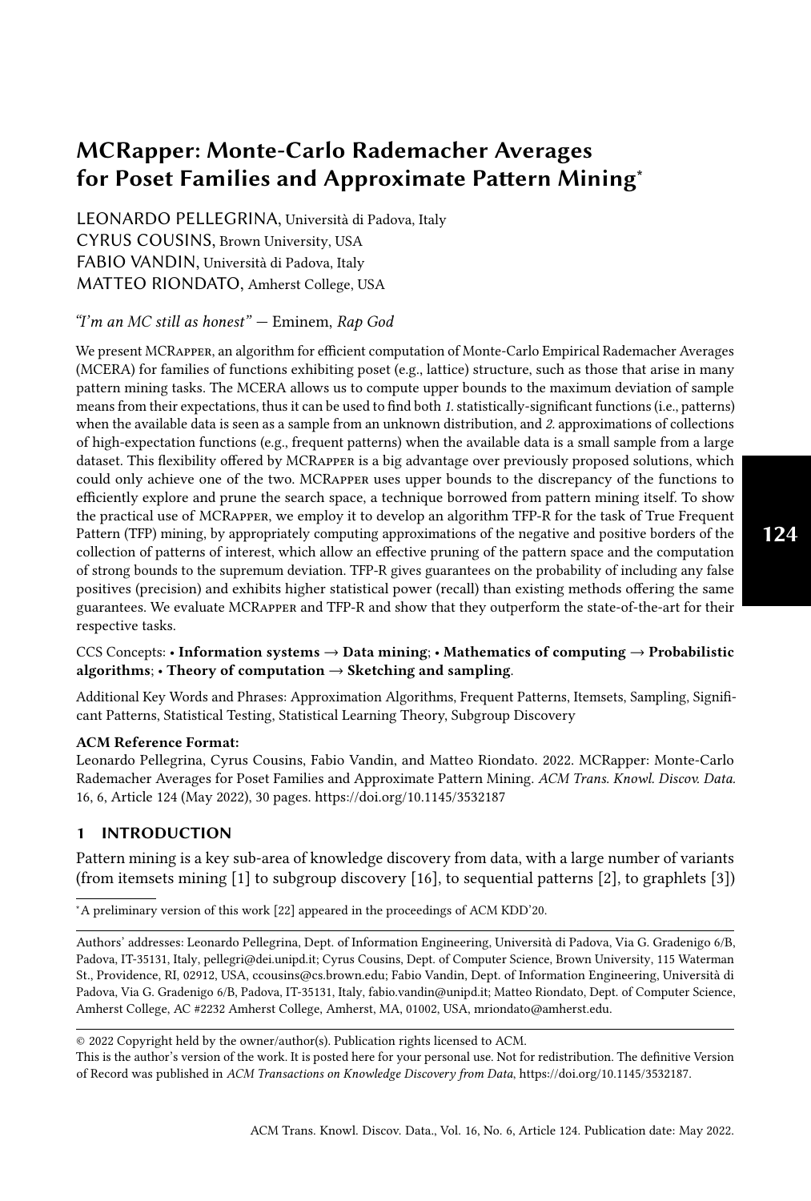# MCRapper: Monte-Carlo Rademacher Averages for Poset Families and Approximate Pattern Mining*

LEONARDO PELLEGRINA, Università di Padova, Italy
CYRUS COUSINS, Brown University, USA
FABIO VANDIN, Università di Padova, Italy
MATTEO RIONDATO, Amherst College, USA

*"I'm an MC still as honest"* — Eminem, *Rap God*

We present MCRapper, an algorithm for efficient computation of Monte-Carlo Empirical Rademacher Averages (MCERA) for families of functions exhibiting poset (e.g., lattice) structure, such as those that arise in many pattern mining tasks. The MCERA allows us to compute upper bounds to the maximum deviation of sample means from their expectations, thus it can be used to find both *1.* statistically-significant functions (i.e., patterns) when the available data is seen as a sample from an unknown distribution, and *2.* approximations of collections of high-expectation functions (e.g., frequent patterns) when the available data is a small sample from a large dataset. This flexibility offered by MCRapper is a big advantage over previously proposed solutions, which could only achieve one of the two. MCRapper uses upper bounds to the discrepancy of the functions to efficiently explore and prune the search space, a technique borrowed from pattern mining itself. To show the practical use of MCRapper, we employ it to develop an algorithm TFP-R for the task of True Frequent Pattern (TFP) mining, by appropriately computing approximations of the negative and positive borders of the collection of patterns of interest, which allow an effective pruning of the pattern space and the computation of strong bounds to the supremum deviation. TFP-R gives guarantees on the probability of including any false positives (precision) and exhibits higher statistical power (recall) than existing methods offering the same guarantees. We evaluate MCRapper and TFP-R and show that they outperform the state-of-the-art for their respective tasks.

CCS Concepts: • **Information systems → Data mining**; • **Mathematics of computing → Probabilistic algorithms**; • **Theory of computation → Sketching and sampling**.

Additional Key Words and Phrases: Approximation Algorithms, Frequent Patterns, Itemsets, Sampling, Significant Patterns, Statistical Testing, Statistical Learning Theory, Subgroup Discovery

**ACM Reference Format:**
Leonardo Pellegrina, Cyrus Cousins, Fabio Vandin, and Matteo Riondato. 2022. MCRapper: Monte-Carlo Rademacher Averages for Poset Families and Approximate Pattern Mining. *ACM Trans. Knowl. Discov. Data.* 16, 6, Article 124 (May 2022), 30 pages. https://doi.org/10.1145/3532187

## 1 INTRODUCTION

Pattern mining is a key sub-area of knowledge discovery from data, with a large number of variants (from itemsets mining [1] to subgroup discovery [16], to sequential patterns [2], to graphlets [3])

*A preliminary version of this work [22] appeared in the proceedings of ACM KDD'20.

Authors' addresses: Leonardo Pellegrina, Dept. of Information Engineering, Università di Padova, Via G. Gradenigo 6/B, Padova, IT-35131, Italy, pellegri@dei.unipd.it; Cyrus Cousins, Dept. of Computer Science, Brown University, 115 Waterman St., Providence, RI, 02912, USA, ccousins@cs.brown.edu; Fabio Vandin, Dept. of Information Engineering, Università di Padova, Via G. Gradenigo 6/B, Padova, IT-35131, Italy, fabio.vandin@unipd.it; Matteo Riondato, Dept. of Computer Science, Amherst College, AC #2232 Amherst College, Amherst, MA, 01002, USA, mriondato@amherst.edu.

© 2022 Copyright held by the owner/author(s). Publication rights licensed to ACM.
This is the author's version of the work. It is posted here for your personal use. Not for redistribution. The definitive Version of Record was published in *ACM Transactions on Knowledge Discovery from Data*, https://doi.org/10.1145/3532187.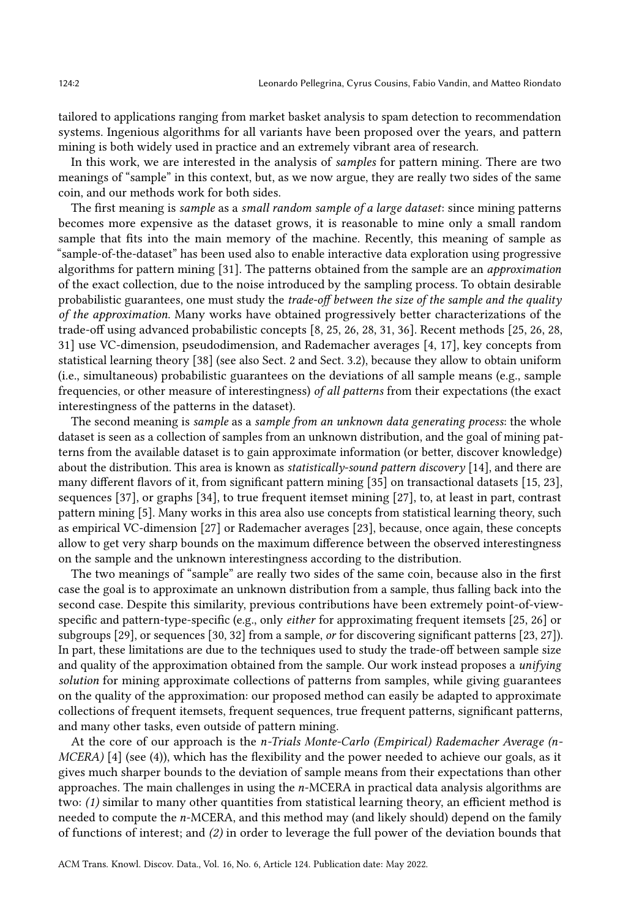tailored to applications ranging from market basket analysis to spam detection to recommendation systems. Ingenious algorithms for all variants have been proposed over the years, and pattern mining is both widely used in practice and an extremely vibrant area of research.

In this work, we are interested in the analysis of *samples* for pattern mining. There are two meanings of "sample" in this context, but, as we now argue, they are really two sides of the same coin, and our methods work for both sides.

The first meaning is *sample* as a *small random sample of a large dataset*: since mining patterns becomes more expensive as the dataset grows, it is reasonable to mine only a small random sample that fits into the main memory of the machine. Recently, this meaning of sample as "sample-of-the-dataset" has been used also to enable interactive data exploration using progressive algorithms for pattern mining [31]. The patterns obtained from the sample are an *approximation* of the exact collection, due to the noise introduced by the sampling process. To obtain desirable probabilistic guarantees, one must study the *trade-off between the size of the sample and the quality of the approximation.* Many works have obtained progressively better characterizations of the trade-off using advanced probabilistic concepts [8, 25, 26, 28, 31, 36]. Recent methods [25, 26, 28, 31] use VC-dimension, pseudodimension, and Rademacher averages [4, 17], key concepts from statistical learning theory [38] (see also Sect. 2 and Sect. 3.2), because they allow to obtain uniform (i.e., simultaneous) probabilistic guarantees on the deviations of all sample means (e.g., sample frequencies, or other measure of interestingness) *of all patterns* from their expectations (the exact interestingness of the patterns in the dataset).

The second meaning is *sample* as a *sample from an unknown data generating process*: the whole dataset is seen as a collection of samples from an unknown distribution, and the goal of mining patterns from the available dataset is to gain approximate information (or better, discover knowledge) about the distribution. This area is known as *statistically-sound pattern discovery* [14], and there are many different flavors of it, from significant pattern mining [35] on transactional datasets [15, 23], sequences [37], or graphs [34], to true frequent itemset mining [27], to, at least in part, contrast pattern mining [5]. Many works in this area also use concepts from statistical learning theory, such as empirical VC-dimension [27] or Rademacher averages [23], because, once again, these concepts allow to get very sharp bounds on the maximum difference between the observed interestingness on the sample and the unknown interestingness according to the distribution.

The two meanings of "sample" are really two sides of the same coin, because also in the first case the goal is to approximate an unknown distribution from a sample, thus falling back into the second case. Despite this similarity, previous contributions have been extremely point-of-view-specific and pattern-type-specific (e.g., only *either* for approximating frequent itemsets [25, 26] or subgroups [29], or sequences [30, 32] from a sample, *or* for discovering significant patterns [23, 27]). In part, these limitations are due to the techniques used to study the trade-off between sample size and quality of the approximation obtained from the sample. Our work instead proposes a *unifying solution* for mining approximate collections of patterns from samples, while giving guarantees on the quality of the approximation: our proposed method can easily be adapted to approximate collections of frequent itemsets, frequent sequences, true frequent patterns, significant patterns, and many other tasks, even outside of pattern mining.

At the core of our approach is the *n-Trials Monte-Carlo (Empirical) Rademacher Average (n-MCERA)* [4] (see (4)), which has the flexibility and the power needed to achieve our goals, as it gives much sharper bounds to the deviation of sample means from their expectations than other approaches. The main challenges in using the $n$-MCERA in practical data analysis algorithms are two: *(1)* similar to many other quantities from statistical learning theory, an efficient method is needed to compute the $n$-MCERA, and this method may (and likely should) depend on the family of functions of interest; and *(2)* in order to leverage the full power of the deviation bounds that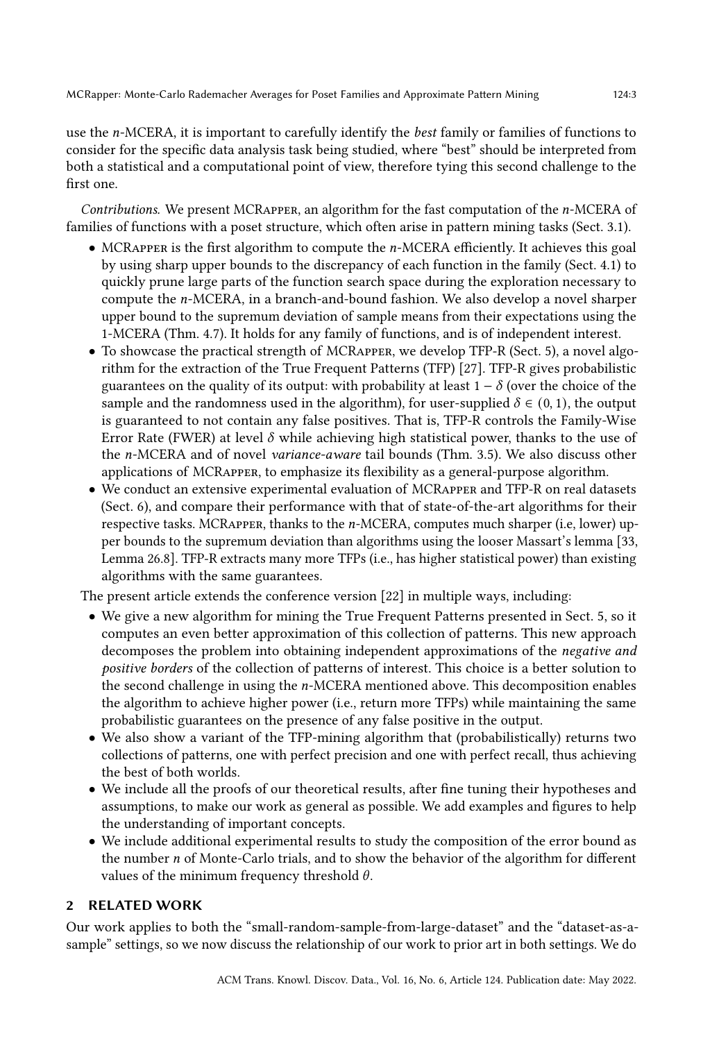use the $n$-MCERA, it is important to carefully identify the *best* family or families of functions to consider for the specific data analysis task being studied, where "best" should be interpreted from both a statistical and a computational point of view, therefore tying this second challenge to the first one.

*Contributions.* We present MCRapper, an algorithm for the fast computation of the $n$-MCERA of families of functions with a poset structure, which often arise in pattern mining tasks (Sect. 3.1).

- MCRapper is the first algorithm to compute the $n$-MCERA efficiently. It achieves this goal by using sharp upper bounds to the discrepancy of each function in the family (Sect. 4.1) to quickly prune large parts of the function search space during the exploration necessary to compute the $n$-MCERA, in a branch-and-bound fashion. We also develop a novel sharper upper bound to the supremum deviation of sample means from their expectations using the 1-MCERA (Thm. 4.7). It holds for any family of functions, and is of independent interest.
- To showcase the practical strength of MCRapper, we develop TFP-R (Sect. 5), a novel algorithm for the extraction of the True Frequent Patterns (TFP) [27]. TFP-R gives probabilistic guarantees on the quality of its output: with probability at least $1 - \delta$ (over the choice of the sample and the randomness used in the algorithm), for user-supplied $\delta \in (0, 1)$, the output is guaranteed to not contain any false positives. That is, TFP-R controls the Family-Wise Error Rate (FWER) at level $\delta$ while achieving high statistical power, thanks to the use of the $n$-MCERA and of novel *variance-aware* tail bounds (Thm. 3.5). We also discuss other applications of MCRapper, to emphasize its flexibility as a general-purpose algorithm.
- We conduct an extensive experimental evaluation of MCRapper and TFP-R on real datasets (Sect. 6), and compare their performance with that of state-of-the-art algorithms for their respective tasks. MCRapper, thanks to the $n$-MCERA, computes much sharper (i.e, lower) upper bounds to the supremum deviation than algorithms using the looser Massart's lemma [33, Lemma 26.8]. TFP-R extracts many more TFPs (i.e., has higher statistical power) than existing algorithms with the same guarantees.

The present article extends the conference version [22] in multiple ways, including:

- We give a new algorithm for mining the True Frequent Patterns presented in Sect. 5, so it computes an even better approximation of this collection of patterns. This new approach decomposes the problem into obtaining independent approximations of the *negative and positive borders* of the collection of patterns of interest. This choice is a better solution to the second challenge in using the $n$-MCERA mentioned above. This decomposition enables the algorithm to achieve higher power (i.e., return more TFPs) while maintaining the same probabilistic guarantees on the presence of any false positive in the output.
- We also show a variant of the TFP-mining algorithm that (probabilistically) returns two collections of patterns, one with perfect precision and one with perfect recall, thus achieving the best of both worlds.
- We include all the proofs of our theoretical results, after fine tuning their hypotheses and assumptions, to make our work as general as possible. We add examples and figures to help the understanding of important concepts.
- We include additional experimental results to study the composition of the error bound as the number $n$ of Monte-Carlo trials, and to show the behavior of the algorithm for different values of the minimum frequency threshold $\theta$.

## 2 RELATED WORK

Our work applies to both the "small-random-sample-from-large-dataset" and the "dataset-as-a-sample" settings, so we now discuss the relationship of our work to prior art in both settings. We do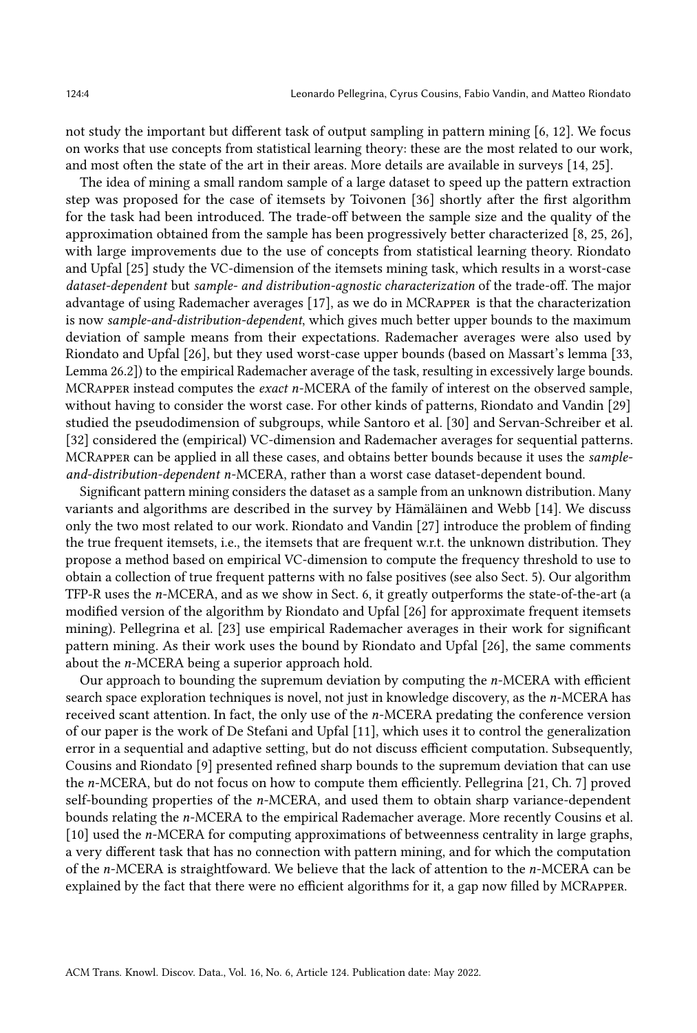not study the important but different task of output sampling in pattern mining [6, 12]. We focus on works that use concepts from statistical learning theory: these are the most related to our work, and most often the state of the art in their areas. More details are available in surveys [14, 25].

The idea of mining a small random sample of a large dataset to speed up the pattern extraction step was proposed for the case of itemsets by Toivonen [36] shortly after the first algorithm for the task had been introduced. The trade-off between the sample size and the quality of the approximation obtained from the sample has been progressively better characterized [8, 25, 26], with large improvements due to the use of concepts from statistical learning theory. Riondato and Upfal [25] study the VC-dimension of the itemsets mining task, which results in a worst-case *dataset-dependent* but *sample- and distribution-agnostic characterization* of the trade-off. The major advantage of using Rademacher averages [17], as we do in MCRapper is that the characterization is now *sample-and-distribution-dependent*, which gives much better upper bounds to the maximum deviation of sample means from their expectations. Rademacher averages were also used by Riondato and Upfal [26], but they used worst-case upper bounds (based on Massart's lemma [33, Lemma 26.2]) to the empirical Rademacher average of the task, resulting in excessively large bounds. MCRapper instead computes the *exact* $n$-MCERA of the family of interest on the observed sample, without having to consider the worst case. For other kinds of patterns, Riondato and Vandin [29] studied the pseudodimension of subgroups, while Santoro et al. [30] and Servan-Schreiber et al. [32] considered the (empirical) VC-dimension and Rademacher averages for sequential patterns. MCRapper can be applied in all these cases, and obtains better bounds because it uses the *sample-and-distribution-dependent* $n$-MCERA, rather than a worst case dataset-dependent bound.

Significant pattern mining considers the dataset as a sample from an unknown distribution. Many variants and algorithms are described in the survey by Hämäläinen and Webb [14]. We discuss only the two most related to our work. Riondato and Vandin [27] introduce the problem of finding the true frequent itemsets, i.e., the itemsets that are frequent w.r.t. the unknown distribution. They propose a method based on empirical VC-dimension to compute the frequency threshold to use to obtain a collection of true frequent patterns with no false positives (see also Sect. 5). Our algorithm TFP-R uses the $n$-MCERA, and as we show in Sect. 6, it greatly outperforms the state-of-the-art (a modified version of the algorithm by Riondato and Upfal [26] for approximate frequent itemsets mining). Pellegrina et al. [23] use empirical Rademacher averages in their work for significant pattern mining. As their work uses the bound by Riondato and Upfal [26], the same comments about the $n$-MCERA being a superior approach hold.

Our approach to bounding the supremum deviation by computing the $n$-MCERA with efficient search space exploration techniques is novel, not just in knowledge discovery, as the $n$-MCERA has received scant attention. In fact, the only use of the $n$-MCERA predating the conference version of our paper is the work of De Stefani and Upfal [11], which uses it to control the generalization error in a sequential and adaptive setting, but do not discuss efficient computation. Subsequently, Cousins and Riondato [9] presented refined sharp bounds to the supremum deviation that can use the $n$-MCERA, but do not focus on how to compute them efficiently. Pellegrina [21, Ch. 7] proved self-bounding properties of the $n$-MCERA, and used them to obtain sharp variance-dependent bounds relating the $n$-MCERA to the empirical Rademacher average. More recently Cousins et al. [10] used the $n$-MCERA for computing approximations of betweenness centrality in large graphs, a very different task that has no connection with pattern mining, and for which the computation of the $n$-MCERA is straightfoward. We believe that the lack of attention to the $n$-MCERA can be explained by the fact that there were no efficient algorithms for it, a gap now filled by MCRapper.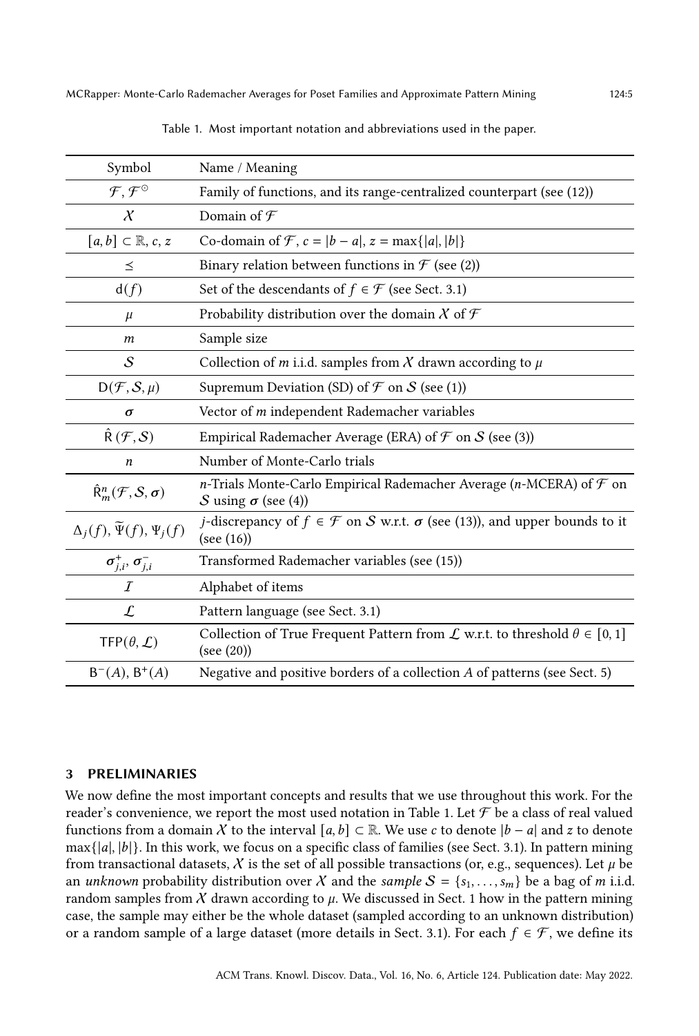Table 1. Most important notation and abbreviations used in the paper.

| Symbol | Name / Meaning |
| --- | --- |
| $\mathcal{F}, \mathcal{F}^{\odot}$ | Family of functions, and its range-centralized counterpart (see (12)) |
| $\mathcal{X}$ | Domain of $\mathcal{F}$ |
| $[a, b] \subset \mathbb{R}$, $c$, $z$ | Co-domain of $\mathcal{F}$, $c = \lvert b - a \rvert$, $z = \max\{\lvert a \rvert, \lvert b \rvert\}$ |
| $\preceq$ | Binary relation between functions in $\mathcal{F}$ (see (2)) |
| $\mathsf{d}(f)$ | Set of the descendants of $f \in \mathcal{F}$ (see Sect. 3.1) |
| $\mu$ | Probability distribution over the domain $\mathcal{X}$ of $\mathcal{F}$ |
| $m$ | Sample size |
| $\mathcal{S}$ | Collection of $m$ i.i.d. samples from $\mathcal{X}$ drawn according to $\mu$ |
| $\mathsf{D}(\mathcal{F}, \mathcal{S}, \mu)$ | Supremum Deviation (SD) of $\mathcal{F}$ on $\mathcal{S}$ (see (1)) |
| $\boldsymbol{\sigma}$ | Vector of $m$ independent Rademacher variables |
| $\hat{\mathsf{R}}(\mathcal{F}, \mathcal{S})$ | Empirical Rademacher Average (ERA) of $\mathcal{F}$ on $\mathcal{S}$ (see (3)) |
| $n$ | Number of Monte-Carlo trials |
| $\hat{\mathsf{R}}^n_m(\mathcal{F}, \mathcal{S}, \boldsymbol{\sigma})$ | $n$-Trials Monte-Carlo Empirical Rademacher Average ($n$-MCERA) of $\mathcal{F}$ on $\mathcal{S}$ using $\boldsymbol{\sigma}$ (see (4)) |
| $\Delta_j(f)$, $\widetilde{\Psi}(f)$, $\Psi_j(f)$ | $j$-discrepancy of $f \in \mathcal{F}$ on $\mathcal{S}$ w.r.t. $\boldsymbol{\sigma}$ (see (13)), and upper bounds to it (see (16)) |
| $\boldsymbol{\sigma}^+_{j,i}$, $\boldsymbol{\sigma}^-_{j,i}$ | Transformed Rademacher variables (see (15)) |
| $\mathcal{I}$ | Alphabet of items |
| $\mathcal{L}$ | Pattern language (see Sect. 3.1) |
| $\mathsf{TFP}(\theta, \mathcal{L})$ | Collection of True Frequent Pattern from $\mathcal{L}$ w.r.t. to threshold $\theta \in [0, 1]$ (see (20)) |
| $\mathsf{B}^-(A)$, $\mathsf{B}^+(A)$ | Negative and positive borders of a collection $A$ of patterns (see Sect. 5) |

## 3 PRELIMINARIES

We now define the most important concepts and results that we use throughout this work. For the reader's convenience, we report the most used notation in Table 1. Let $\mathcal{F}$ be a class of real valued functions from a domain $\mathcal{X}$ to the interval $[a, b] \subset \mathbb{R}$. We use $c$ to denote $\lvert b - a \rvert$ and $z$ to denote $\max\{\lvert a \rvert, \lvert b \rvert\}$. In this work, we focus on a specific class of families (see Sect. 3.1). In pattern mining from transactional datasets, $\mathcal{X}$ is the set of all possible transactions (or, e.g., sequences). Let $\mu$ be an *unknown* probability distribution over $\mathcal{X}$ and the *sample* $\mathcal{S} = \{s_1, \ldots, s_m\}$ be a bag of $m$ i.i.d. random samples from $\mathcal{X}$ drawn according to $\mu$. We discussed in Sect. 1 how in the pattern mining case, the sample may either be the whole dataset (sampled according to an unknown distribution) or a random sample of a large dataset (more details in Sect. 3.1). For each $f \in \mathcal{F}$, we define its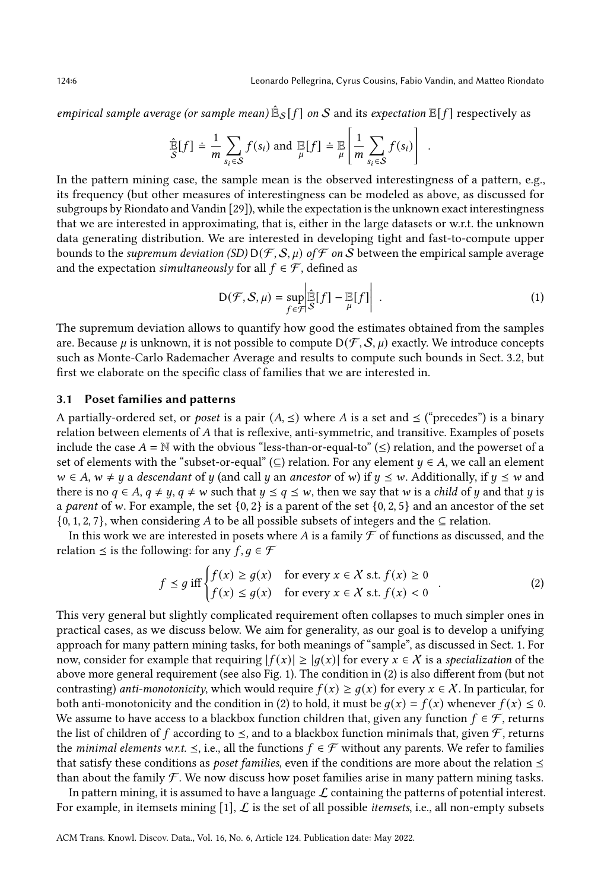*empirical sample average (or sample mean)* $\hat{\mathbb{E}}_{\mathcal{S}}[f]$ *on* $\mathcal{S}$ and its *expectation* $\mathbb{E}[f]$ respectively as

$$\hat{\mathbb{E}}_{\mathcal{S}}[f] \doteq \frac{1}{m}\sum_{s_i \in \mathcal{S}} f(s_i) \text{ and } \mathbb{E}_{\mu}[f] \doteq \mathbb{E}_{\mu}\left[\frac{1}{m}\sum_{s_i \in \mathcal{S}} f(s_i)\right] .$$

In the pattern mining case, the sample mean is the observed interestingness of a pattern, e.g., its frequency (but other measures of interestingness can be modeled as above, as discussed for subgroups by Riondato and Vandin [29]), while the expectation is the unknown exact interestingness that we are interested in approximating, that is, either in the large datasets or w.r.t. the unknown data generating distribution. We are interested in developing tight and fast-to-compute upper bounds to the *supremum deviation (SD)* $\mathsf{D}(\mathcal{F}, \mathcal{S}, \mu)$ *of* $\mathcal{F}$ *on* $\mathcal{S}$ between the empirical sample average and the expectation *simultaneously* for all $f \in \mathcal{F}$, defined as

$$\mathsf{D}(\mathcal{F}, \mathcal{S}, \mu) = \sup_{f \in \mathcal{F}} \left| \hat{\mathbb{E}}_{\mathcal{S}}[f] - \mathbb{E}_{\mu}[f] \right| . \tag{1}$$

The supremum deviation allows to quantify how good the estimates obtained from the samples are. Because $\mu$ is unknown, it is not possible to compute $\mathsf{D}(\mathcal{F}, \mathcal{S}, \mu)$ exactly. We introduce concepts such as Monte-Carlo Rademacher Average and results to compute such bounds in Sect. 3.2, but first we elaborate on the specific class of families that we are interested in.

### 3.1 Poset families and patterns

A partially-ordered set, or *poset* is a pair $(A, \preceq)$ where $A$ is a set and $\preceq$ ("precedes") is a binary relation between elements of $A$ that is reflexive, anti-symmetric, and transitive. Examples of posets include the case $A = \mathbb{N}$ with the obvious "less-than-or-equal-to" ($\leq$) relation, and the powerset of a set of elements with the "subset-or-equal" ($\subseteq$) relation. For any element $y \in A$, we call an element $w \in A$, $w \neq y$ a *descendant* of $y$ (and call $y$ an *ancestor* of $w$) if $y \preceq w$. Additionally, if $y \preceq w$ and there is no $q \in A$, $q \neq y$, $q \neq w$ such that $y \preceq q \preceq w$, then we say that $w$ is a *child* of $y$ and that $y$ is a *parent* of $w$. For example, the set $\{0, 2\}$ is a parent of the set $\{0, 2, 5\}$ and an ancestor of the set $\{0, 1, 2, 7\}$, when considering $A$ to be all possible subsets of integers and the $\subseteq$ relation.

In this work we are interested in posets where $A$ is a family $\mathcal{F}$ of functions as discussed, and the relation $\preceq$ is the following: for any $f, g \in \mathcal{F}$

$$f \preceq g \text{ iff } \begin{cases} f(x) \geq g(x) & \text{for every } x \in \mathcal{X} \text{ s.t. } f(x) \geq 0 \\ f(x) \leq g(x) & \text{for every } x \in \mathcal{X} \text{ s.t. } f(x) < 0 \end{cases} . \tag{2}$$

This very general but slightly complicated requirement often collapses to much simpler ones in practical cases, as we discuss below. We aim for generality, as our goal is to develop a unifying approach for many pattern mining tasks, for both meanings of "sample", as discussed in Sect. 1. For now, consider for example that requiring $|f(x)| \geq |g(x)|$ for every $x \in \mathcal{X}$ is a *specialization* of the above more general requirement (see also Fig. 1). The condition in (2) is also different from (but not contrasting) *anti-monotonicity*, which would require $f(x) \geq g(x)$ for every $x \in \mathcal{X}$. In particular, for both anti-monotonicity and the condition in (2) to hold, it must be $g(x) = f(x)$ whenever $f(x) \leq 0$. We assume to have access to a blackbox function children that, given any function $f \in \mathcal{F}$, returns the list of children of $f$ according to $\preceq$, and to a blackbox function minimals that, given $\mathcal{F}$, returns the *minimal elements w.r.t.* $\preceq$, i.e., all the functions $f \in \mathcal{F}$ without any parents. We refer to families that satisfy these conditions as *poset families*, even if the conditions are more about the relation $\preceq$ than about the family $\mathcal{F}$. We now discuss how poset families arise in many pattern mining tasks.

In pattern mining, it is assumed to have a language $\mathcal{L}$ containing the patterns of potential interest. For example, in itemsets mining [1], $\mathcal{L}$ is the set of all possible *itemsets*, i.e., all non-empty subsets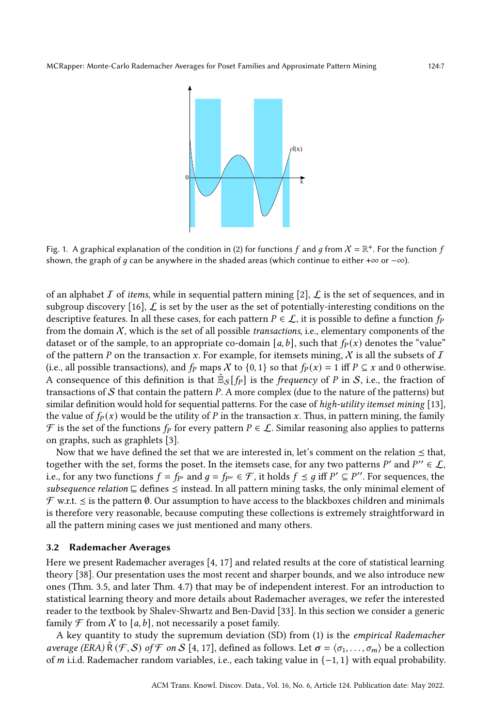Fig. 1. A graphical explanation of the condition in (2) for functions $f$ and $g$ from $\mathcal{X} = \mathbb{R}^+$. For the function $f$ shown, the graph of $g$ can be anywhere in the shaded areas (which continue to either $+\infty$ or $-\infty$).

of an alphabet $\mathcal{I}$ of *items*, while in sequential pattern mining [2], $\mathcal{L}$ is the set of sequences, and in subgroup discovery [16], $\mathcal{L}$ is set by the user as the set of potentially-interesting conditions on the descriptive features. In all these cases, for each pattern $P \in \mathcal{L}$, it is possible to define a function $f_P$ from the domain $\mathcal{X}$, which is the set of all possible *transactions*, i.e., elementary components of the dataset or of the sample, to an appropriate co-domain $[a, b]$, such that $f_P(x)$ denotes the "value" of the pattern $P$ on the transaction $x$. For example, for itemsets mining, $\mathcal{X}$ is all the subsets of $\mathcal{I}$ (i.e., all possible transactions), and $f_P$ maps $\mathcal{X}$ to $\{0, 1\}$ so that $f_P(x) = 1$ iff $P \subseteq x$ and 0 otherwise. A consequence of this definition is that $\hat{\mathbb{E}}_{\mathcal{S}}[f_P]$ is the *frequency* of $P$ in $\mathcal{S}$, i.e., the fraction of transactions of $\mathcal{S}$ that contain the pattern $P$. A more complex (due to the nature of the patterns) but similar definition would hold for sequential patterns. For the case of *high-utility itemset mining* [13], the value of $f_P(x)$ would be the utility of $P$ in the transaction $x$. Thus, in pattern mining, the family $\mathcal{F}$ is the set of the functions $f_P$ for every pattern $P \in \mathcal{L}$. Similar reasoning also applies to patterns on graphs, such as graphlets [3].

Now that we have defined the set that we are interested in, let's comment on the relation $\preceq$ that, together with the set, forms the poset. In the itemsets case, for any two patterns $P'$ and $P'' \in \mathcal{L}$, i.e., for any two functions $f = f_{P'}$ and $g = f_{P''} \in \mathcal{F}$, it holds $f \preceq g$ iff $P' \subseteq P''$. For sequences, the *subsequence relation* $\sqsubseteq$ defines $\preceq$ instead. In all pattern mining tasks, the only minimal element of $\mathcal{F}$ w.r.t. $\preceq$ is the pattern $\emptyset$. Our assumption to have access to the blackboxes children and minimals is therefore very reasonable, because computing these collections is extremely straightforward in all the pattern mining cases we just mentioned and many others.

### 3.2 Rademacher Averages

Here we present Rademacher averages [4, 17] and related results at the core of statistical learning theory [38]. Our presentation uses the most recent and sharper bounds, and we also introduce new ones (Thm. 3.5, and later Thm. 4.7) that may be of independent interest. For an introduction to statistical learning theory and more details about Rademacher averages, we refer the interested reader to the textbook by Shalev-Shwartz and Ben-David [33]. In this section we consider a generic family $\mathcal{F}$ from $\mathcal{X}$ to $[a, b]$, not necessarily a poset family.

A key quantity to study the supremum deviation (SD) from (1) is the *empirical Rademacher average (ERA)* $\hat{\mathsf{R}}(\mathcal{F}, \mathcal{S})$ *of* $\mathcal{F}$ *on* $\mathcal{S}$ [4, 17], defined as follows. Let $\boldsymbol{\sigma} = \langle \sigma_1, \ldots, \sigma_m \rangle$ be a collection of $m$ i.i.d. Rademacher random variables, i.e., each taking value in $\{-1, 1\}$ with equal probability.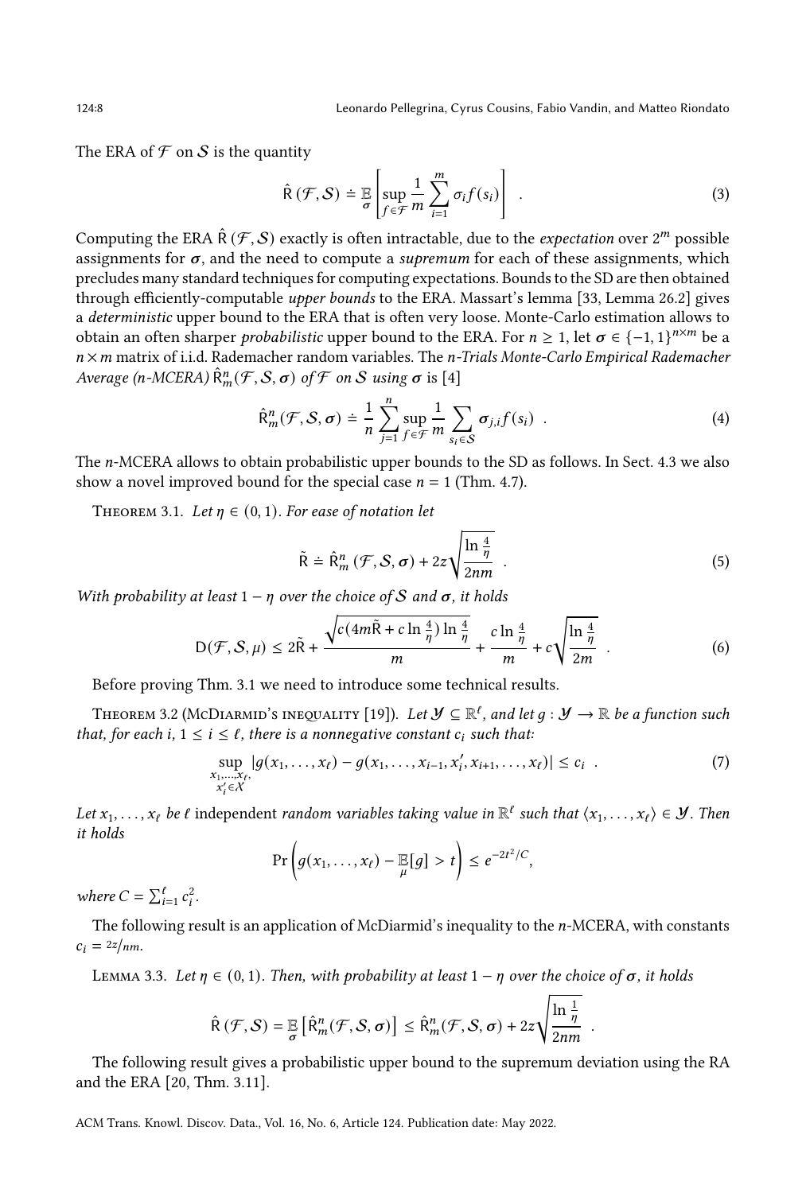The ERA of $\mathcal{F}$ on $\mathcal{S}$ is the quantity

$$\hat{\mathsf{R}}(\mathcal{F}, \mathcal{S}) \doteq \mathbb{E}_{\sigma}\left[\sup_{f \in \mathcal{F}} \frac{1}{m} \sum_{i=1}^{m} \sigma_i f(s_i)\right] \quad . \tag{3}$$

Computing the ERA $\hat{\mathsf{R}}(\mathcal{F}, \mathcal{S})$ exactly is often intractable, due to the *expectation* over $2^m$ possible assignments for $\boldsymbol{\sigma}$, and the need to compute a *supremum* for each of these assignments, which precludes many standard techniques for computing expectations. Bounds to the SD are then obtained through efficiently-computable *upper bounds* to the ERA. Massart's lemma [33, Lemma 26.2] gives a *deterministic* upper bound to the ERA that is often very loose. Monte-Carlo estimation allows to obtain an often sharper *probabilistic* upper bound to the ERA. For $n \geq 1$, let $\boldsymbol{\sigma} \in \{-1, 1\}^{n \times m}$ be a $n \times m$ matrix of i.i.d. Rademacher random variables. The *n-Trials Monte-Carlo Empirical Rademacher Average (n-MCERA)* $\hat{\mathsf{R}}^n_m(\mathcal{F}, \mathcal{S}, \boldsymbol{\sigma})$ *of* $\mathcal{F}$ *on* $\mathcal{S}$ *using* $\boldsymbol{\sigma}$ is [4]

$$\hat{\mathsf{R}}^n_m(\mathcal{F}, \mathcal{S}, \boldsymbol{\sigma}) \doteq \frac{1}{n} \sum_{j=1}^{n} \sup_{f \in \mathcal{F}} \frac{1}{m} \sum_{s_i \in \mathcal{S}} \boldsymbol{\sigma}_{j,i} f(s_i) \quad . \tag{4}$$

The $n$-MCERA allows to obtain probabilistic upper bounds to the SD as follows. In Sect. 4.3 we also show a novel improved bound for the special case $n = 1$ (Thm. 4.7).

THEOREM 3.1. *Let* $\eta \in (0, 1)$. *For ease of notation let*

$$\tilde{\mathsf{R}} \doteq \hat{\mathsf{R}}^n_m(\mathcal{F}, \mathcal{S}, \boldsymbol{\sigma}) + 2z\sqrt{\frac{\ln \frac{4}{\eta}}{2nm}} \quad . \tag{5}$$

*With probability at least* $1 - \eta$ *over the choice of* $\mathcal{S}$ *and* $\boldsymbol{\sigma}$, *it holds*

$$\mathsf{D}(\mathcal{F}, \mathcal{S}, \mu) \leq 2\tilde{\mathsf{R}} + \frac{\sqrt{c(4m\tilde{\mathsf{R}} + c \ln \frac{4}{\eta}) \ln \frac{4}{\eta}}}{m} + \frac{c \ln \frac{4}{\eta}}{m} + c\sqrt{\frac{\ln \frac{4}{\eta}}{2m}} \quad . \tag{6}$$

Before proving Thm. 3.1 we need to introduce some technical results.

THEOREM 3.2 (MCDIARMID'S INEQUALITY [19]). *Let* $\mathcal{Y} \subseteq \mathbb{R}^\ell$, *and let* $g : \mathcal{Y} \rightarrow \mathbb{R}$ *be a function such that, for each* $i$, $1 \leq i \leq \ell$, *there is a nonnegative constant* $c_i$ *such that:*

$$\sup_{\substack{x_1, \ldots, x_\ell, \\ x'_i \in \mathcal{X}}} |g(x_1, \ldots, x_\ell) - g(x_1, \ldots, x_{i-1}, x'_i, x_{i+1}, \ldots, x_\ell)| \leq c_i \quad . \tag{7}$$

*Let* $x_1, \ldots, x_\ell$ *be* $\ell$ independent *random variables taking value in* $\mathbb{R}^\ell$ *such that* $\langle x_1, \ldots, x_\ell \rangle \in \mathcal{Y}$. *Then it holds*

$$\Pr\left(g(x_1, \ldots, x_\ell) - \mathbb{E}_{\mu}[g] > t\right) \leq e^{-2t^2/C},$$

*where* $C = \sum_{i=1}^{\ell} c_i^2$.

The following result is an application of McDiarmid's inequality to the $n$-MCERA, with constants $c_i = 2z/nm$.

LEMMA 3.3. *Let* $\eta \in (0, 1)$. *Then, with probability at least* $1 - \eta$ *over the choice of* $\boldsymbol{\sigma}$, *it holds*

$$\hat{\mathsf{R}}(\mathcal{F}, \mathcal{S}) = \mathbb{E}_{\boldsymbol{\sigma}}\left[\hat{\mathsf{R}}^n_m(\mathcal{F}, \mathcal{S}, \boldsymbol{\sigma})\right] \leq \hat{\mathsf{R}}^n_m(\mathcal{F}, \mathcal{S}, \boldsymbol{\sigma}) + 2z\sqrt{\frac{\ln \frac{1}{\eta}}{2nm}} \quad .$$

The following result gives a probabilistic upper bound to the supremum deviation using the RA and the ERA [20, Thm. 3.11].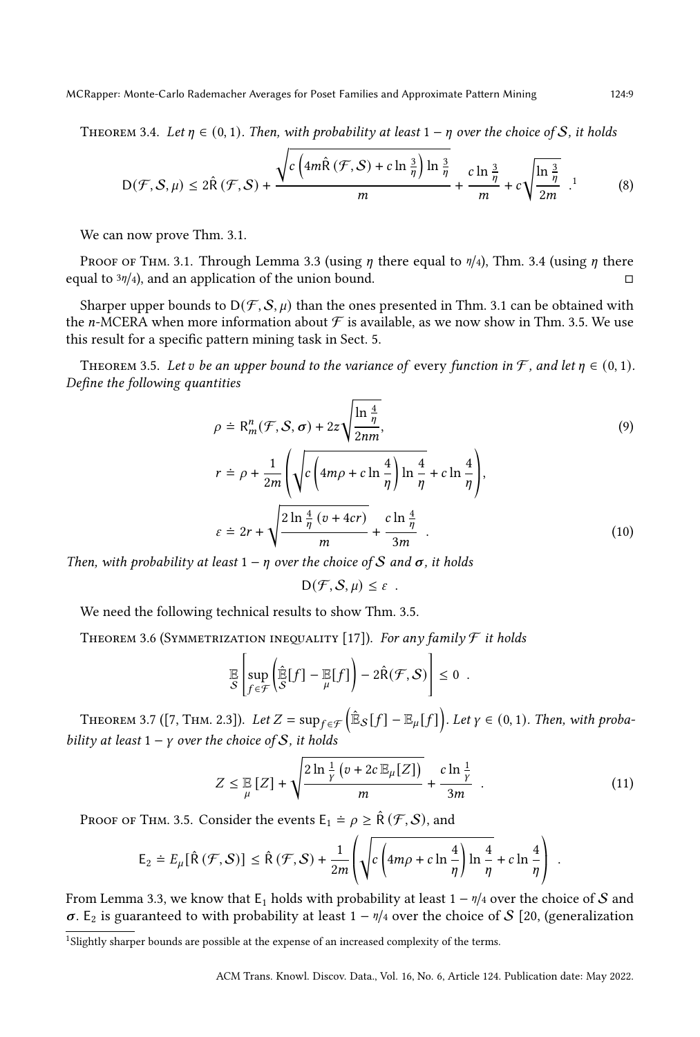Theorem 3.4. *Let $\eta \in (0,1)$. Then, with probability at least $1-\eta$ over the choice of $\mathcal{S}$, it holds*

$$\mathsf{D}(\mathcal{F}, \mathcal{S}, \mu) \leq 2\hat{\mathsf{R}}(\mathcal{F}, \mathcal{S}) + \frac{\sqrt{c\left(4m\hat{\mathsf{R}}(\mathcal{F}, \mathcal{S}) + c\ln\frac{3}{\eta}\right)\ln\frac{3}{\eta}}}{m} + \frac{c\ln\frac{3}{\eta}}{m} + c\sqrt{\frac{\ln\frac{3}{\eta}}{2m}} \ .[1] \tag{8}$$

We can now prove Thm. 3.1.

Proof of Thm. 3.1. Through Lemma 3.3 (using $\eta$ there equal to $\eta/4$), Thm. 3.4 (using $\eta$ there equal to $3\eta/4$), and an application of the union bound. □

Sharper upper bounds to $\mathsf{D}(\mathcal{F}, \mathcal{S}, \mu)$ than the ones presented in Thm. 3.1 can be obtained with the $n$-MCERA when more information about $\mathcal{F}$ is available, as we now show in Thm. 3.5. We use this result for a specific pattern mining task in Sect. 5.

Theorem 3.5. *Let $v$ be an upper bound to the variance of* every *function in $\mathcal{F}$, and let $\eta \in (0,1)$. Define the following quantities*

$$\rho \doteq \mathsf{R}^n_m(\mathcal{F}, \mathcal{S}, \boldsymbol{\sigma}) + 2z\sqrt{\frac{\ln\frac{4}{\eta}}{2nm}}, \tag{9}$$

$$r \doteq \rho + \frac{1}{2m}\left(\sqrt{c\left(4m\rho + c\ln\frac{4}{\eta}\right)\ln\frac{4}{\eta}} + c\ln\frac{4}{\eta}\right),$$

$$\varepsilon \doteq 2r + \sqrt{\frac{2\ln\frac{4}{\eta}\left(v + 4cr\right)}{m}} + \frac{c\ln\frac{4}{\eta}}{3m} \ . \tag{10}$$

*Then, with probability at least $1-\eta$ over the choice of $\mathcal{S}$ and $\boldsymbol{\sigma}$, it holds*

$$\mathsf{D}(\mathcal{F}, \mathcal{S}, \mu) \leq \varepsilon \ .$$

We need the following technical results to show Thm. 3.5.

Theorem 3.6 (Symmetrization inequality [17]). *For any family $\mathcal{F}$ it holds*

$$\mathop{\mathbb{E}}_{\mathcal{S}}\left[\sup_{f\in\mathcal{F}}\left(\hat{\mathop{\mathbb{E}}_{\mathcal{S}}}[f] - \mathop{\mathbb{E}}_{\mu}[f]\right) - 2\hat{\mathsf{R}}(\mathcal{F}, \mathcal{S})\right] \leq 0 \ .$$

Theorem 3.7 ([7, Thm. 2.3]). *Let $Z = \sup_{f\in\mathcal{F}}\left(\hat{\mathbb{E}}_{\mathcal{S}}[f] - \mathbb{E}_{\mu}[f]\right)$. Let $\gamma \in (0,1)$. Then, with probability at least $1-\gamma$ over the choice of $\mathcal{S}$, it holds*

$$Z \leq \mathop{\mathbb{E}}_{\mu}[Z] + \sqrt{\frac{2\ln\frac{1}{\gamma}\left(v + 2c\,\mathbb{E}_{\mu}[Z]\right)}{m}} + \frac{c\ln\frac{1}{\gamma}}{3m} \ . \tag{11}$$

Proof of Thm. 3.5. Consider the events $\mathsf{E}_1 \doteq \rho \geq \hat{\mathsf{R}}(\mathcal{F}, \mathcal{S})$, and

$$\mathsf{E}_2 \doteq E_{\mu}[\hat{\mathsf{R}}(\mathcal{F}, \mathcal{S})] \leq \hat{\mathsf{R}}(\mathcal{F}, \mathcal{S}) + \frac{1}{2m}\left(\sqrt{c\left(4m\rho + c\ln\frac{4}{\eta}\right)\ln\frac{4}{\eta}} + c\ln\frac{4}{\eta}\right) \ .$$

From Lemma 3.3, we know that $\mathsf{E}_1$ holds with probability at least $1-\eta/4$ over the choice of $\mathcal{S}$ and $\boldsymbol{\sigma}$. $\mathsf{E}_2$ is guaranteed to with probability at least $1-\eta/4$ over the choice of $\mathcal{S}$ [20, (generalization

[1] Slightly sharper bounds are possible at the expense of an increased complexity of the terms.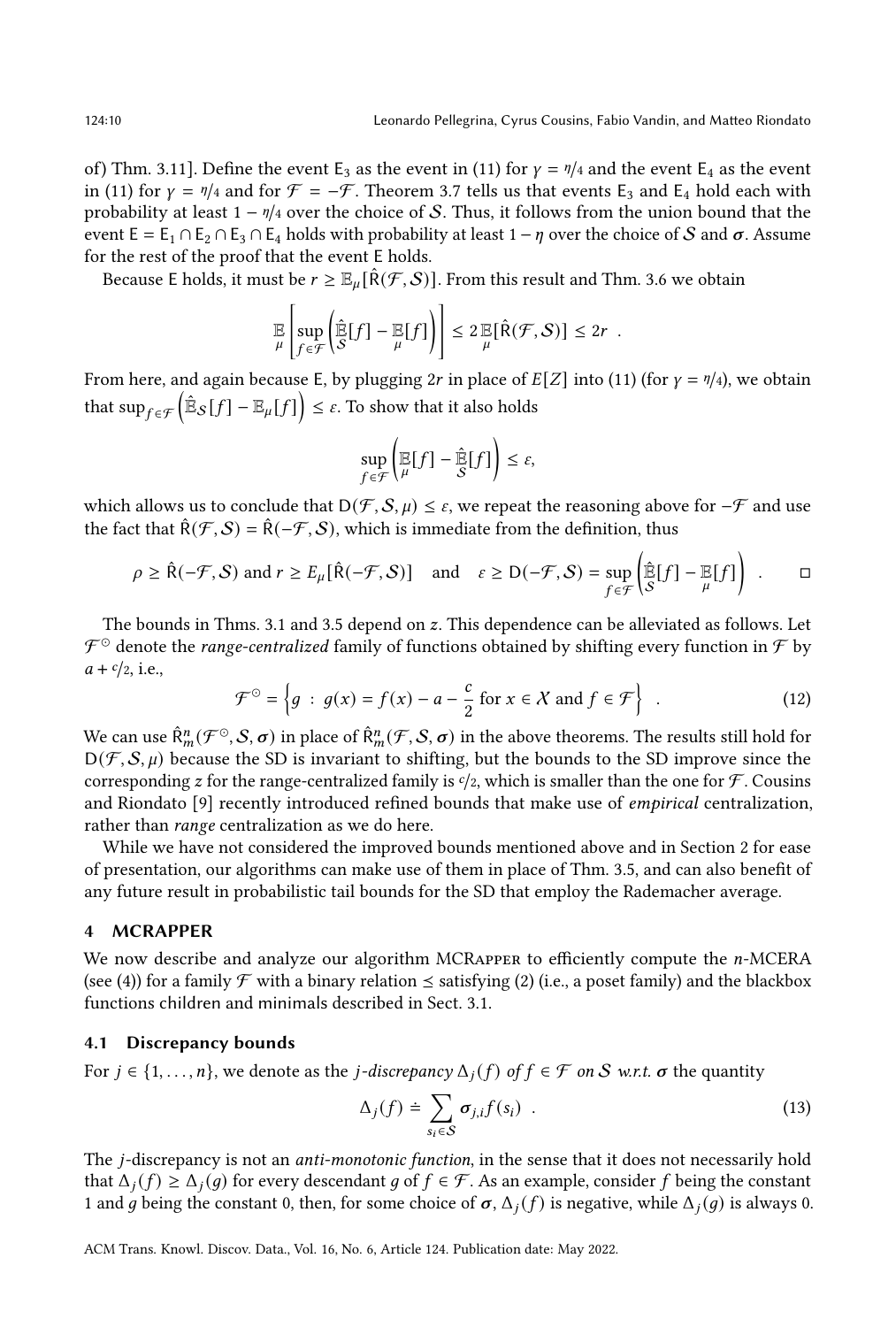of) Thm. 3.11]. Define the event $\mathsf{E}_3$ as the event in (11) for $\gamma = \eta/4$ and the event $\mathsf{E}_4$ as the event in (11) for $\gamma = \eta/4$ and for $\mathcal{F} = -\mathcal{F}$. Theorem 3.7 tells us that events $\mathsf{E}_3$ and $\mathsf{E}_4$ hold each with probability at least $1 - \eta/4$ over the choice of $\mathcal{S}$. Thus, it follows from the union bound that the event $\mathsf{E} = \mathsf{E}_1 \cap \mathsf{E}_2 \cap \mathsf{E}_3 \cap \mathsf{E}_4$ holds with probability at least $1 - \eta$ over the choice of $\mathcal{S}$ and $\boldsymbol{\sigma}$. Assume for the rest of the proof that the event $\mathsf{E}$ holds.

Because $\mathsf{E}$ holds, it must be $r \geq \mathbb{E}_\mu[\hat{\mathsf{R}}(\mathcal{F}, \mathcal{S})]$. From this result and Thm. 3.6 we obtain

$$\mathop{\mathbb{E}}_{\mu}\left[\sup_{f \in \mathcal{F}} \left(\hat{\mathop{\mathbb{E}}_{\mathcal{S}}}[f] - \mathop{\mathbb{E}}_{\mu}[f]\right)\right] \leq 2 \mathop{\mathbb{E}}_{\mu}[\hat{\mathsf{R}}(\mathcal{F}, \mathcal{S})] \leq 2r \enspace .$$

From here, and again because $\mathsf{E}$, by plugging $2r$ in place of $E[Z]$ into (11) (for $\gamma = \eta/4$), we obtain that $\sup_{f \in \mathcal{F}} \left(\hat{\mathbb{E}}_{\mathcal{S}}[f] - \mathbb{E}_\mu[f]\right) \leq \varepsilon$. To show that it also holds

$$\sup_{f \in \mathcal{F}} \left(\mathop{\mathbb{E}}_{\mu}[f] - \hat{\mathop{\mathbb{E}}_{\mathcal{S}}}[f]\right) \leq \varepsilon,$$

which allows us to conclude that $\mathsf{D}(\mathcal{F}, \mathcal{S}, \mu) \leq \varepsilon$, we repeat the reasoning above for $-\mathcal{F}$ and use the fact that $\hat{\mathsf{R}}(\mathcal{F}, \mathcal{S}) = \hat{\mathsf{R}}(-\mathcal{F}, \mathcal{S})$, which is immediate from the definition, thus

$$\rho \geq \hat{\mathsf{R}}(-\mathcal{F}, \mathcal{S}) \text{ and } r \geq E_\mu[\hat{\mathsf{R}}(-\mathcal{F}, \mathcal{S})] \quad \text{and} \quad \varepsilon \geq \mathsf{D}(-\mathcal{F}, \mathcal{S}) = \sup_{f \in \mathcal{F}} \left(\hat{\mathop{\mathbb{E}}_{\mathcal{S}}}[f] - \mathop{\mathbb{E}}_{\mu}[f]\right) \enspace . \qquad \square$$

The bounds in Thms. 3.1 and 3.5 depend on $z$. This dependence can be alleviated as follows. Let $\mathcal{F}^{\odot}$ denote the *range-centralized* family of functions obtained by shifting every function in $\mathcal{F}$ by $a + c/2$, i.e.,

$$\mathcal{F}^{\odot} = \left\{ g \; : \; g(x) = f(x) - a - \frac{c}{2} \text{ for } x \in \mathcal{X} \text{ and } f \in \mathcal{F} \right\} \enspace . \tag{12}$$

We can use $\hat{\mathsf{R}}^n_m(\mathcal{F}^{\odot}, \mathcal{S}, \boldsymbol{\sigma})$ in place of $\hat{\mathsf{R}}^n_m(\mathcal{F}, \mathcal{S}, \boldsymbol{\sigma})$ in the above theorems. The results still hold for $\mathsf{D}(\mathcal{F}, \mathcal{S}, \mu)$ because the SD is invariant to shifting, but the bounds to the SD improve since the corresponding $z$ for the range-centralized family is $c/2$, which is smaller than the one for $\mathcal{F}$. Cousins and Riondato [9] recently introduced refined bounds that make use of *empirical* centralization, rather than *range* centralization as we do here.

While we have not considered the improved bounds mentioned above and in Section 2 for ease of presentation, our algorithms can make use of them in place of Thm. 3.5, and can also benefit of any future result in probabilistic tail bounds for the SD that employ the Rademacher average.

## 4 MCRAPPER

We now describe and analyze our algorithm MCRapper to efficiently compute the $n$-MCERA (see (4)) for a family $\mathcal{F}$ with a binary relation $\preceq$ satisfying (2) (i.e., a poset family) and the blackbox functions children and minimals described in Sect. 3.1.

### 4.1 Discrepancy bounds

For $j \in \{1, \ldots, n\}$, we denote as the *$j$-discrepancy $\Delta_j(f)$ of $f \in \mathcal{F}$ on $\mathcal{S}$ w.r.t. $\boldsymbol{\sigma}$* the quantity

$$\Delta_j(f) \doteq \sum_{s_i \in \mathcal{S}} \boldsymbol{\sigma}_{j,i} f(s_i) \enspace . \tag{13}$$

The $j$-discrepancy is not an *anti-monotonic function*, in the sense that it does not necessarily hold that $\Delta_j(f) \geq \Delta_j(g)$ for every descendant $g$ of $f \in \mathcal{F}$. As an example, consider $f$ being the constant 1 and $g$ being the constant 0, then, for some choice of $\boldsymbol{\sigma}$, $\Delta_j(f)$ is negative, while $\Delta_j(g)$ is always 0.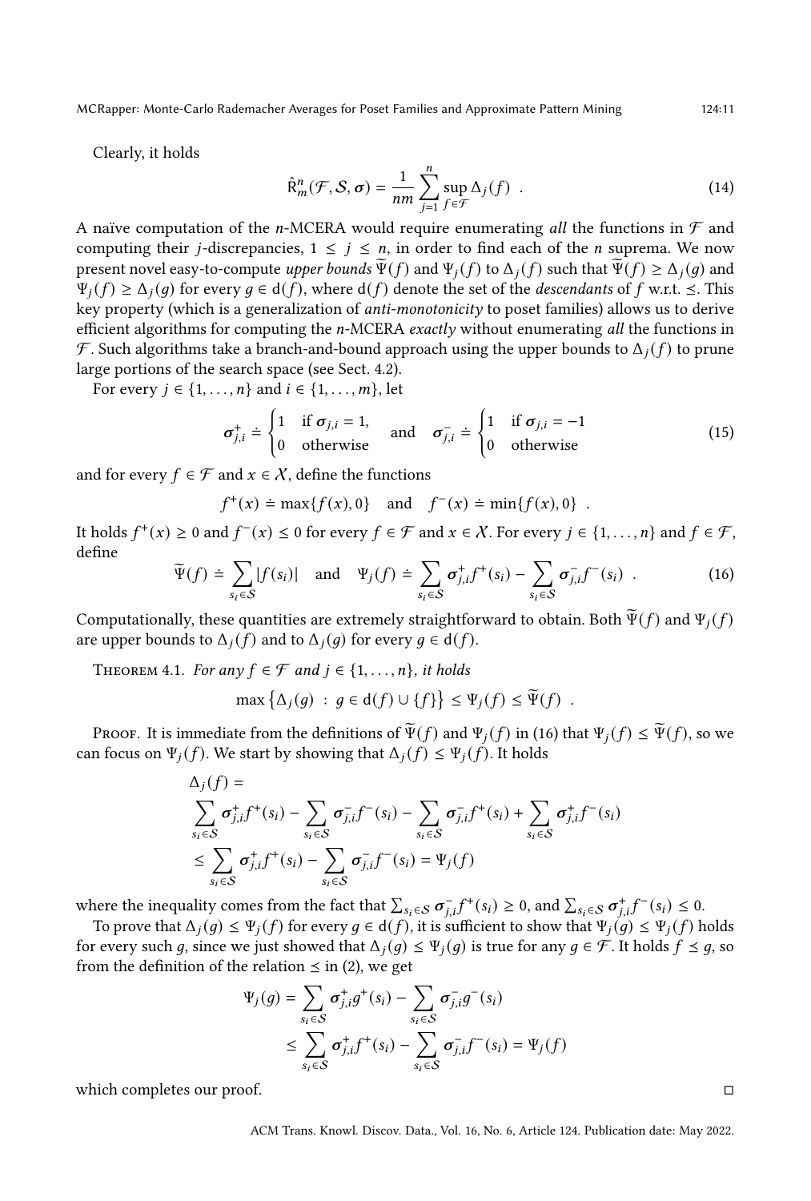Clearly, it holds

$$\hat{\mathsf{R}}^n_m(\mathcal{F}, \mathcal{S}, \boldsymbol{\sigma}) = \frac{1}{nm} \sum_{j=1}^{n} \sup_{f \in \mathcal{F}} \Delta_j(f) \quad . \tag{14}$$

A naïve computation of the *n*-MCERA would require enumerating *all* the functions in $\mathcal{F}$ and computing their *j*-discrepancies, $1 \leq j \leq n$, in order to find each of the *n* suprema. We now present novel easy-to-compute *upper bounds* $\widetilde{\Psi}(f)$ and $\Psi_j(f)$ to $\Delta_j(f)$ such that $\widetilde{\Psi}(f) \geq \Delta_j(g)$ and $\Psi_j(f) \geq \Delta_j(g)$ for every $g \in \mathsf{d}(f)$, where $\mathsf{d}(f)$ denote the set of the *descendants* of $f$ w.r.t. $\preceq$. This key property (which is a generalization of *anti-monotonicity* to poset families) allows us to derive efficient algorithms for computing the *n*-MCERA *exactly* without enumerating *all* the functions in $\mathcal{F}$. Such algorithms take a branch-and-bound approach using the upper bounds to $\Delta_j(f)$ to prune large portions of the search space (see Sect. 4.2).

For every $j \in \{1, \ldots, n\}$ and $i \in \{1, \ldots, m\}$, let

$$\boldsymbol{\sigma}^+_{j,i} \doteq \begin{cases} 1 & \text{if } \boldsymbol{\sigma}_{j,i} = 1, \\ 0 & \text{otherwise} \end{cases} \quad \text{and} \quad \boldsymbol{\sigma}^-_{j,i} \doteq \begin{cases} 1 & \text{if } \boldsymbol{\sigma}_{j,i} = -1 \\ 0 & \text{otherwise} \end{cases} \tag{15}$$

and for every $f \in \mathcal{F}$ and $x \in \mathcal{X}$, define the functions

$$f^+(x) \doteq \max\{f(x), 0\} \quad \text{and} \quad f^-(x) \doteq \min\{f(x), 0\} \quad .$$

It holds $f^+(x) \geq 0$ and $f^-(x) \leq 0$ for every $f \in \mathcal{F}$ and $x \in \mathcal{X}$. For every $j \in \{1, \ldots, n\}$ and $f \in \mathcal{F}$, define

$$\widetilde{\Psi}(f) \doteq \sum_{s_i \in \mathcal{S}} |f(s_i)| \quad \text{and} \quad \Psi_j(f) \doteq \sum_{s_i \in \mathcal{S}} \boldsymbol{\sigma}^+_{j,i} f^+(s_i) - \sum_{s_i \in \mathcal{S}} \boldsymbol{\sigma}^-_{j,i} f^-(s_i) \quad . \tag{16}$$

Computationally, these quantities are extremely straightforward to obtain. Both $\widetilde{\Psi}(f)$ and $\Psi_j(f)$ are upper bounds to $\Delta_j(f)$ and to $\Delta_j(g)$ for every $g \in \mathsf{d}(f)$.

Theorem 4.1. *For any $f \in \mathcal{F}$ and $j \in \{1, \ldots, n\}$, it holds*

$$\max\left\{\Delta_j(g) \;:\; g \in \mathsf{d}(f) \cup \{f\}\right\} \leq \Psi_j(f) \leq \widetilde{\Psi}(f) \quad .$$

Proof. It is immediate from the definitions of $\widetilde{\Psi}(f)$ and $\Psi_j(f)$ in (16) that $\Psi_j(f) \leq \widetilde{\Psi}(f)$, so we can focus on $\Psi_j(f)$. We start by showing that $\Delta_j(f) \leq \Psi_j(f)$. It holds

$$\begin{aligned}
&\Delta_j(f) = \\
&\sum_{s_i \in \mathcal{S}} \boldsymbol{\sigma}^+_{j,i} f^+(s_i) - \sum_{s_i \in \mathcal{S}} \boldsymbol{\sigma}^-_{j,i} f^-(s_i) - \sum_{s_i \in \mathcal{S}} \boldsymbol{\sigma}^-_{j,i} f^+(s_i) + \sum_{s_i \in \mathcal{S}} \boldsymbol{\sigma}^+_{j,i} f^-(s_i) \\
&\leq \sum_{s_i \in \mathcal{S}} \boldsymbol{\sigma}^+_{j,i} f^+(s_i) - \sum_{s_i \in \mathcal{S}} \boldsymbol{\sigma}^-_{j,i} f^-(s_i) = \Psi_j(f)
\end{aligned}$$

where the inequality comes from the fact that $\sum_{s_i \in \mathcal{S}} \boldsymbol{\sigma}^-_{j,i} f^+(s_i) \geq 0$, and $\sum_{s_i \in \mathcal{S}} \boldsymbol{\sigma}^+_{j,i} f^-(s_i) \leq 0$.

To prove that $\Delta_j(g) \leq \Psi_j(f)$ for every $g \in \mathsf{d}(f)$, it is sufficient to show that $\Psi_j(g) \leq \Psi_j(f)$ holds for every such $g$, since we just showed that $\Delta_j(g) \leq \Psi_j(g)$ is true for any $g \in \mathcal{F}$. It holds $f \preceq g$, so from the definition of the relation $\preceq$ in (2), we get

$$\begin{aligned}
\Psi_j(g) &= \sum_{s_i \in \mathcal{S}} \boldsymbol{\sigma}^+_{j,i} g^+(s_i) - \sum_{s_i \in \mathcal{S}} \boldsymbol{\sigma}^-_{j,i} g^-(s_i) \\
&\leq \sum_{s_i \in \mathcal{S}} \boldsymbol{\sigma}^+_{j,i} f^+(s_i) - \sum_{s_i \in \mathcal{S}} \boldsymbol{\sigma}^-_{j,i} f^-(s_i) = \Psi_j(f)
\end{aligned}$$

which completes our proof. $\square$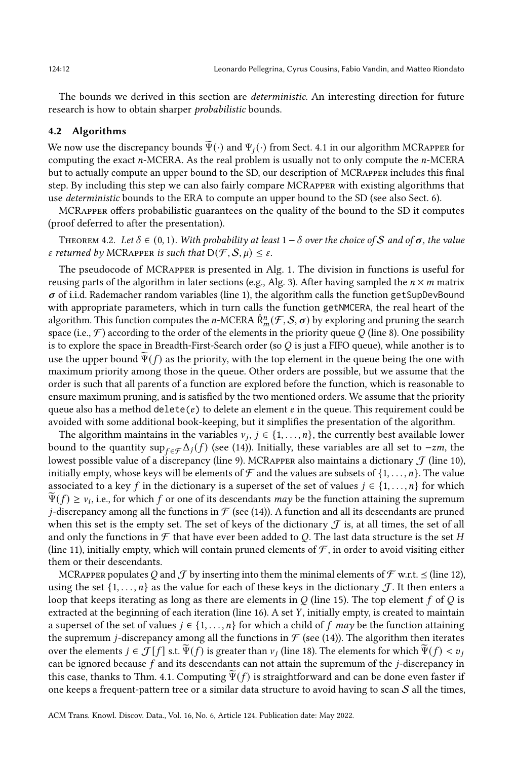The bounds we derived in this section are *deterministic*. An interesting direction for future research is how to obtain sharper *probabilistic* bounds.

## 4.2 Algorithms

We now use the discrepancy bounds $\widetilde{\Psi}(\cdot)$ and $\Psi_j(\cdot)$ from Sect. 4.1 in our algorithm MCRapper for computing the exact $n$-MCERA. As the real problem is usually not to only compute the $n$-MCERA but to actually compute an upper bound to the SD, our description of MCRapper includes this final step. By including this step we can also fairly compare MCRapper with existing algorithms that use *deterministic* bounds to the ERA to compute an upper bound to the SD (see also Sect. 6).

MCRapper offers probabilistic guarantees on the quality of the bound to the SD it computes (proof deferred to after the presentation).

Theorem 4.2. *Let $\delta \in (0, 1)$. With probability at least $1 - \delta$ over the choice of $\mathcal{S}$ and of $\boldsymbol{\sigma}$, the value $\varepsilon$ returned by* MCRapper *is such that $\mathsf{D}(\mathcal{F}, \mathcal{S}, \mu) \leq \varepsilon$.*

The pseudocode of MCRapper is presented in Alg. 1. The division in functions is useful for reusing parts of the algorithm in later sections (e.g., Alg. 3). After having sampled the $n \times m$ matrix $\boldsymbol{\sigma}$ of i.i.d. Rademacher random variables (line 1), the algorithm calls the function getSupDevBound with appropriate parameters, which in turn calls the function getNMCERA, the real heart of the algorithm. This function computes the $n$-MCERA $\hat{\mathsf{R}}^n_m(\mathcal{F}, \mathcal{S}, \boldsymbol{\sigma})$ by exploring and pruning the search space (i.e., $\mathcal{F}$) according to the order of the elements in the priority queue $Q$ (line 8). One possibility is to explore the space in Breadth-First-Search order (so $Q$ is just a FIFO queue), while another is to use the upper bound $\widetilde{\Psi}(f)$ as the priority, with the top element in the queue being the one with maximum priority among those in the queue. Other orders are possible, but we assume that the order is such that all parents of a function are explored before the function, which is reasonable to ensure maximum pruning, and is satisfied by the two mentioned orders. We assume that the priority queue also has a method delete($e$) to delete an element $e$ in the queue. This requirement could be avoided with some additional book-keeping, but it simplifies the presentation of the algorithm.

The algorithm maintains in the variables $v_j$, $j \in \{1, \ldots, n\}$, the currently best available lower bound to the quantity $\sup_{f \in \mathcal{F}} \Delta_j(f)$ (see (14)). Initially, these variables are all set to $-zm$, the lowest possible value of a discrepancy (line 9). MCRapper also maintains a dictionary $\mathcal{J}$ (line 10), initially empty, whose keys will be elements of $\mathcal{F}$ and the values are subsets of $\{1, \ldots, n\}$. The value associated to a key $f$ in the dictionary is a superset of the set of values $j \in \{1, \ldots, n\}$ for which $\widetilde{\Psi}(f) \geq v_i$, i.e., for which $f$ or one of its descendants *may* be the function attaining the supremum $j$-discrepancy among all the functions in $\mathcal{F}$ (see (14)). A function and all its descendants are pruned when this set is the empty set. The set of keys of the dictionary $\mathcal{J}$ is, at all times, the set of all and only the functions in $\mathcal{F}$ that have ever been added to $Q$. The last data structure is the set $H$ (line 11), initially empty, which will contain pruned elements of $\mathcal{F}$, in order to avoid visiting either them or their descendants.

MCRapper populates $Q$ and $\mathcal{J}$ by inserting into them the minimal elements of $\mathcal{F}$ w.r.t. $\preceq$ (line 12), using the set $\{1, \ldots, n\}$ as the value for each of these keys in the dictionary $\mathcal{J}$. It then enters a loop that keeps iterating as long as there are elements in $Q$ (line 15). The top element $f$ of $Q$ is extracted at the beginning of each iteration (line 16). A set $Y$, initially empty, is created to maintain a superset of the set of values $j \in \{1, \ldots, n\}$ for which a child of $f$ *may* be the function attaining the supremum $j$-discrepancy among all the functions in $\mathcal{F}$ (see (14)). The algorithm then iterates over the elements $j \in \mathcal{J}[f]$ s.t. $\widetilde{\Psi}(f)$ is greater than $v_j$ (line 18). The elements for which $\widetilde{\Psi}(f) < v_j$ can be ignored because $f$ and its descendants can not attain the supremum of the $j$-discrepancy in this case, thanks to Thm. 4.1. Computing $\widetilde{\Psi}(f)$ is straightforward and can be done even faster if one keeps a frequent-pattern tree or a similar data structure to avoid having to scan $\mathcal{S}$ all the times,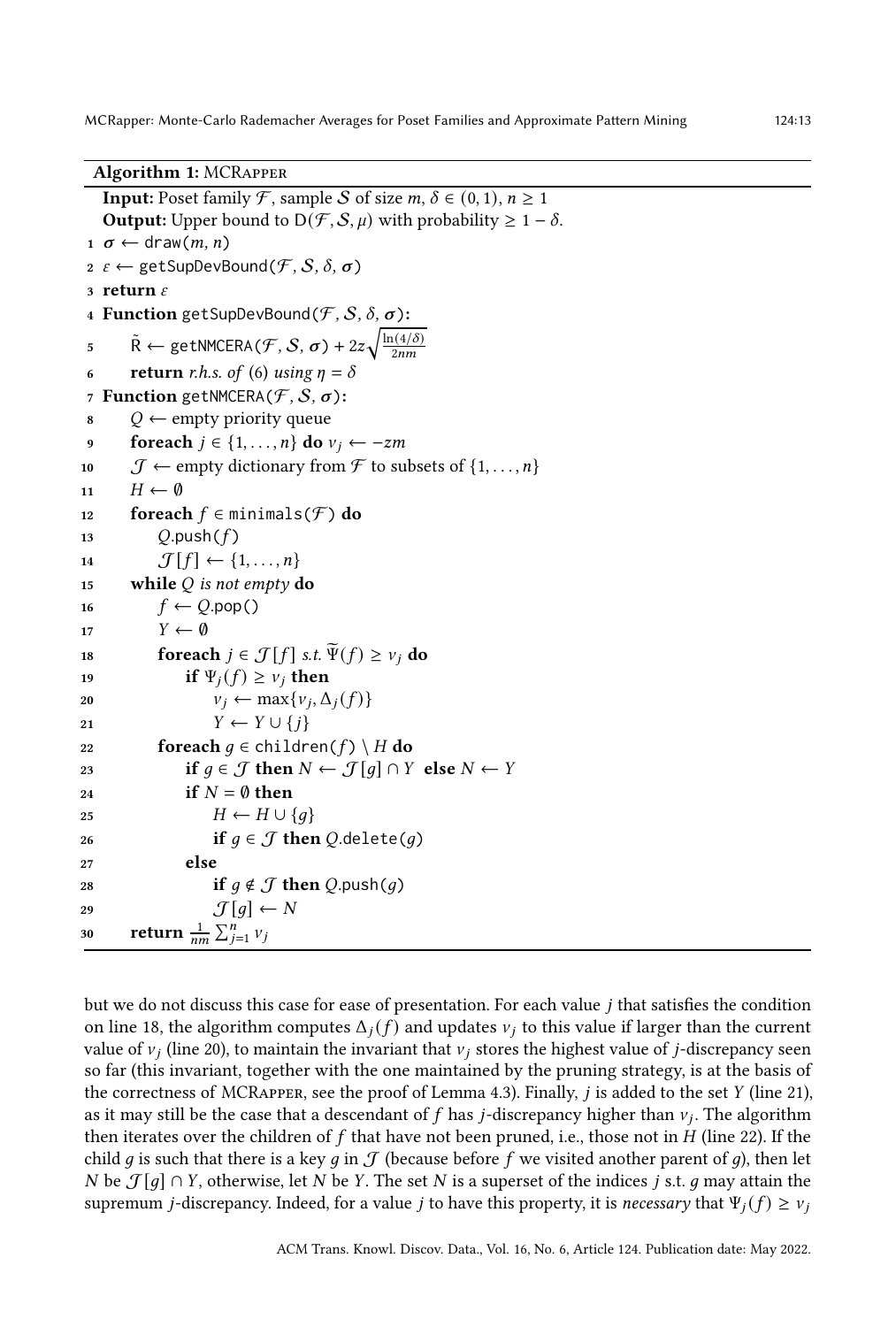**Algorithm 1:** MCRapper

**Input:** Poset family $\mathcal{F}$, sample $\mathcal{S}$ of size $m$, $\delta \in (0, 1)$, $n \geq 1$
**Output:** Upper bound to $\mathsf{D}(\mathcal{F}, \mathcal{S}, \mu)$ with probability $\geq 1 - \delta$.

```
1  σ ← draw(m, n)
2  ε ← getSupDevBound(F, S, δ, σ)
3  return ε
4  Function getSupDevBound(F, S, δ, σ):
5      R̃ ← getNMCERA(F, S, σ) + 2z √(ln(4/δ) / 2nm)
6      return r.h.s. of (6) using η = δ
7  Function getNMCERA(F, S, σ):
8      Q ← empty priority queue
9      foreach j ∈ {1, ..., n} do v_j ← −zm
10     J ← empty dictionary from F to subsets of {1, ..., n}
11     H ← ∅
12     foreach f ∈ minimals(F) do
13         Q.push(f)
14         J[f] ← {1, ..., n}
15     while Q is not empty do
16         f ← Q.pop()
17         Y ← ∅
18         foreach j ∈ J[f] s.t. Ψ̃(f) ≥ v_j do
19             if Ψ_j(f) ≥ v_j then
20                 v_j ← max{v_j, Δ_j(f)}
21                 Y ← Y ∪ {j}
22         foreach g ∈ children(f) \ H do
23             if g ∈ J then N ← J[g] ∩ Y  else N ← Y
24             if N = ∅ then
25                 H ← H ∪ {g}
26                 if g ∈ J then Q.delete(g)
27             else
28                 if g ∉ J then Q.push(g)
29                 J[g] ← N
30     return (1/nm) Σ_{j=1}^{n} v_j
```

but we do not discuss this case for ease of presentation. For each value $j$ that satisfies the condition on line 18, the algorithm computes $\Delta_j(f)$ and updates $v_j$ to this value if larger than the current value of $v_j$ (line 20), to maintain the invariant that $v_j$ stores the highest value of $j$-discrepancy seen so far (this invariant, together with the one maintained by the pruning strategy, is at the basis of the correctness of MCRapper, see the proof of Lemma 4.3). Finally, $j$ is added to the set $Y$ (line 21), as it may still be the case that a descendant of $f$ has $j$-discrepancy higher than $v_j$. The algorithm then iterates over the children of $f$ that have not been pruned, i.e., those not in $H$ (line 22). If the child $g$ is such that there is a key $g$ in $\mathcal{J}$ (because before $f$ we visited another parent of $g$), then let $N$ be $\mathcal{J}[g] \cap Y$, otherwise, let $N$ be $Y$. The set $N$ is a superset of the indices $j$ s.t. $g$ may attain the supremum $j$-discrepancy. Indeed, for a value $j$ to have this property, it is *necessary* that $\Psi_j(f) \geq v_j$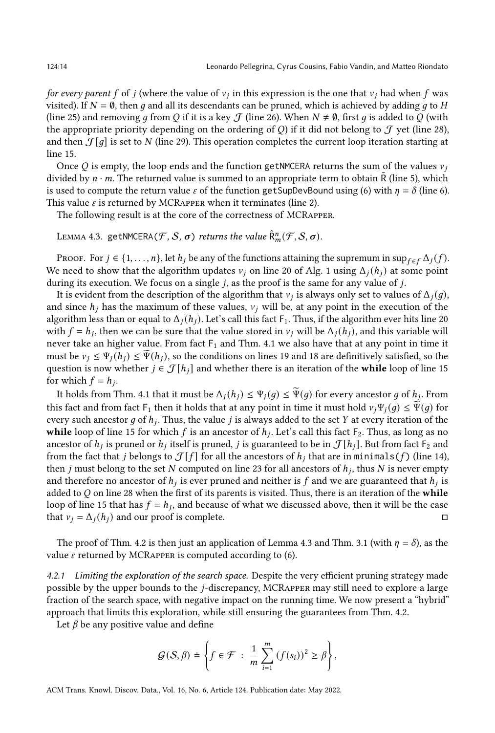*for every parent* $f$ of $j$ (where the value of $v_j$ in this expression is the one that $v_j$ had when $f$ was visited). If $N = \emptyset$, then $g$ and all its descendants can be pruned, which is achieved by adding $g$ to $H$ (line 25) and removing $g$ from $Q$ if it is a key $\mathcal{J}$ (line 26). When $N \neq \emptyset$, first $g$ is added to $Q$ (with the appropriate priority depending on the ordering of $Q$) if it did not belong to $\mathcal{J}$ yet (line 28), and then $\mathcal{J}[g]$ is set to $N$ (line 29). This operation completes the current loop iteration starting at line 15.

Once $Q$ is empty, the loop ends and the function `getNMCERA` returns the sum of the values $v_j$ divided by $n \cdot m$. The returned value is summed to an appropriate term to obtain $\tilde{\mathsf{R}}$ (line 5), which is used to compute the return value $\varepsilon$ of the function `getSupDevBound` using (6) with $\eta = \delta$ (line 6). This value $\varepsilon$ is returned by MCRapper when it terminates (line 2).

The following result is at the core of the correctness of MCRapper.

Lemma 4.3. `getNMCERA(`$\mathcal{F}, \mathcal{S}, \boldsymbol{\sigma}$`)` *returns the value* $\hat{\mathsf{R}}^n_m(\mathcal{F}, \mathcal{S}, \boldsymbol{\sigma})$.

Proof. For $j \in \{1, \ldots, n\}$, let $h_j$ be any of the functions attaining the supremum in $\sup_{f \in f} \Delta_j(f)$. We need to show that the algorithm updates $v_j$ on line 20 of Alg. 1 using $\Delta_j(h_j)$ at some point during its execution. We focus on a single $j$, as the proof is the same for any value of $j$.

It is evident from the description of the algorithm that $v_j$ is always only set to values of $\Delta_j(g)$, and since $h_j$ has the maximum of these values, $v_j$ will be, at any point in the execution of the algorithm less than or equal to $\Delta_j(h_j)$. Let's call this fact $\mathsf{F}_1$. Thus, if the algorithm ever hits line 20 with $f = h_j$, then we can be sure that the value stored in $v_j$ will be $\Delta_j(h_j)$, and this variable will never take an higher value. From fact $\mathsf{F}_1$ and Thm. 4.1 we also have that at any point in time it must be $v_j \leq \Psi_j(h_j) \leq \widetilde{\Psi}(h_j)$, so the conditions on lines 19 and 18 are definitively satisfied, so the question is now whether $j \in \mathcal{J}[h_j]$ and whether there is an iteration of the **while** loop of line 15 for which $f = h_j$.

It holds from Thm. 4.1 that it must be $\Delta_j(h_j) \leq \Psi_j(g) \leq \widetilde{\Psi}(g)$ for every ancestor $g$ of $h_j$. From this fact and from fact $\mathsf{F}_1$ then it holds that at any point in time it must hold $v_j \Psi_j(g) \leq \widetilde{\Psi}(g)$ for every such ancestor $g$ of $h_j$. Thus, the value $j$ is always added to the set $Y$ at every iteration of the **while** loop of line 15 for which $f$ is an ancestor of $h_j$. Let's call this fact $\mathsf{F}_2$. Thus, as long as no ancestor of $h_j$ is pruned or $h_j$ itself is pruned, $j$ is guaranteed to be in $\mathcal{J}[h_j]$. But from fact $\mathsf{F}_2$ and from the fact that $j$ belongs to $\mathcal{J}[f]$ for all the ancestors of $h_j$ that are in `minimals(`$f$`)` (line 14), then $j$ must belong to the set $N$ computed on line 23 for all ancestors of $h_j$, thus $N$ is never empty and therefore no ancestor of $h_j$ is ever pruned and neither is $f$ and we are guaranteed that $h_j$ is added to $Q$ on line 28 when the first of its parents is visited. Thus, there is an iteration of the **while** loop of line 15 that has $f = h_j$, and because of what we discussed above, then it will be the case that $v_j = \Delta_j(h_j)$ and our proof is complete. □

The proof of Thm. 4.2 is then just an application of Lemma 4.3 and Thm. 3.1 (with $\eta = \delta$), as the value $\varepsilon$ returned by MCRapper is computed according to (6).

#### 4.2.1 Limiting the exploration of the search space.

Despite the very efficient pruning strategy made possible by the upper bounds to the $j$-discrepancy, MCRapper may still need to explore a large fraction of the search space, with negative impact on the running time. We now present a "hybrid" approach that limits this exploration, while still ensuring the guarantees from Thm. 4.2.

Let $\beta$ be any positive value and define

$$\mathcal{G}(\mathcal{S}, \beta) \doteq \left\{ f \in \mathcal{F} \ : \ \frac{1}{m} \sum_{i=1}^{m} (f(s_i))^2 \geq \beta \right\},$$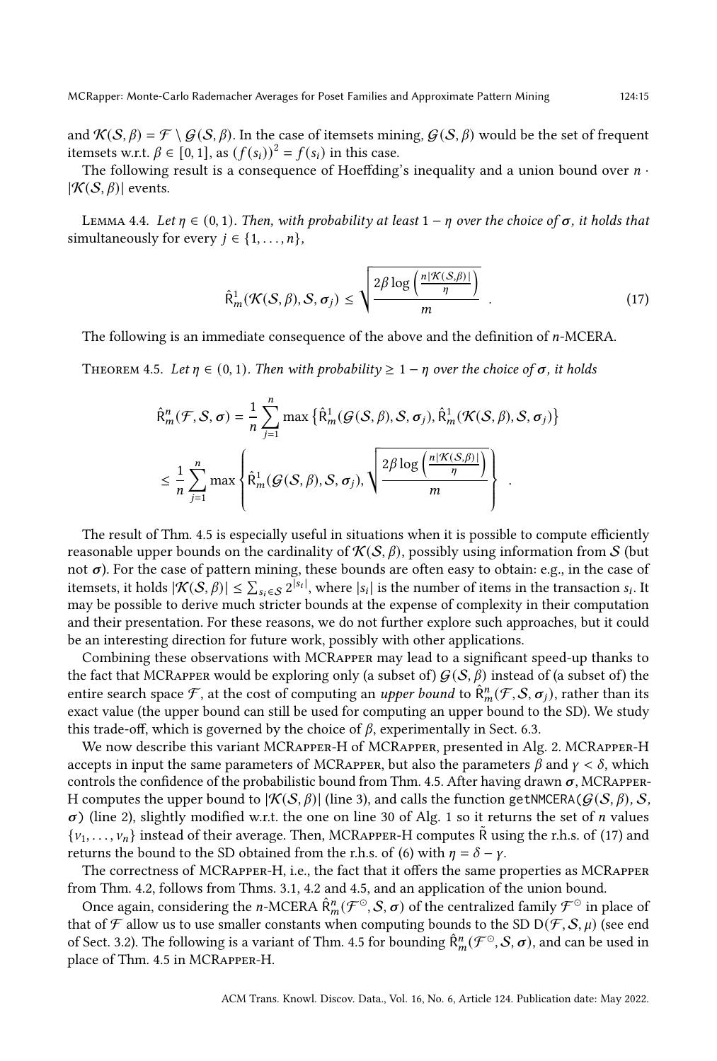and $\mathcal{K}(\mathcal{S}, \beta) = \mathcal{F} \setminus \mathcal{G}(\mathcal{S}, \beta)$. In the case of itemsets mining, $\mathcal{G}(\mathcal{S}, \beta)$ would be the set of frequent itemsets w.r.t. $\beta \in [0, 1]$, as $(f(s_i))^2 = f(s_i)$ in this case.

The following result is a consequence of Hoeffding's inequality and a union bound over $n \cdot |\mathcal{K}(\mathcal{S}, \beta)|$ events.

Lemma 4.4. *Let $\eta \in (0, 1)$. Then, with probability at least $1 - \eta$ over the choice of $\boldsymbol{\sigma}$, it holds that simultaneously for every $j \in \{1, \ldots, n\}$,*

$$\hat{\mathsf{R}}^1_m(\mathcal{K}(\mathcal{S}, \beta), \mathcal{S}, \boldsymbol{\sigma}_j) \leq \sqrt{\frac{2\beta \log\left(\frac{n|\mathcal{K}(\mathcal{S},\beta)|}{\eta}\right)}{m}} \; . \tag{17}$$

The following is an immediate consequence of the above and the definition of $n$-MCERA.

Theorem 4.5. *Let $\eta \in (0, 1)$. Then with probability $\geq 1 - \eta$ over the choice of $\boldsymbol{\sigma}$, it holds*

$$\hat{\mathsf{R}}^n_m(\mathcal{F}, \mathcal{S}, \boldsymbol{\sigma}) = \frac{1}{n} \sum_{j=1}^{n} \max\left\{\hat{\mathsf{R}}^1_m(\mathcal{G}(\mathcal{S}, \beta), \mathcal{S}, \boldsymbol{\sigma}_j), \hat{\mathsf{R}}^1_m(\mathcal{K}(\mathcal{S}, \beta), \mathcal{S}, \boldsymbol{\sigma}_j)\right\}$$

$$\leq \frac{1}{n} \sum_{j=1}^{n} \max\left\{\hat{\mathsf{R}}^1_m(\mathcal{G}(\mathcal{S}, \beta), \mathcal{S}, \boldsymbol{\sigma}_j), \sqrt{\frac{2\beta \log\left(\frac{n|\mathcal{K}(\mathcal{S},\beta)|}{\eta}\right)}{m}}\right\} \; .$$

The result of Thm. 4.5 is especially useful in situations when it is possible to compute efficiently reasonable upper bounds on the cardinality of $\mathcal{K}(\mathcal{S}, \beta)$, possibly using information from $\mathcal{S}$ (but not $\boldsymbol{\sigma}$). For the case of pattern mining, these bounds are often easy to obtain: e.g., in the case of itemsets, it holds $|\mathcal{K}(\mathcal{S}, \beta)| \leq \sum_{s_i \in \mathcal{S}} 2^{|s_i|}$, where $|s_i|$ is the number of items in the transaction $s_i$. It may be possible to derive much stricter bounds at the expense of complexity in their computation and their presentation. For these reasons, we do not further explore such approaches, but it could be an interesting direction for future work, possibly with other applications.

Combining these observations with MCRapper may lead to a significant speed-up thanks to the fact that MCRapper would be exploring only (a subset of) $\mathcal{G}(\mathcal{S}, \beta)$ instead of (a subset of) the entire search space $\mathcal{F}$, at the cost of computing an *upper bound* to $\hat{\mathsf{R}}^n_m(\mathcal{F}, \mathcal{S}, \boldsymbol{\sigma}_j)$, rather than its exact value (the upper bound can still be used for computing an upper bound to the SD). We study this trade-off, which is governed by the choice of $\beta$, experimentally in Sect. 6.3.

We now describe this variant MCRapper-H of MCRapper, presented in Alg. 2. MCRapper-H accepts in input the same parameters of MCRapper, but also the parameters $\beta$ and $\gamma < \delta$, which controls the confidence of the probabilistic bound from Thm. 4.5. After having drawn $\boldsymbol{\sigma}$, MCRapper-H computes the upper bound to $|\mathcal{K}(\mathcal{S}, \beta)|$ (line 3), and calls the function getNMCERA($\mathcal{G}(\mathcal{S}, \beta)$, $\mathcal{S}$, $\boldsymbol{\sigma}$) (line 2), slightly modified w.r.t. the one on line 30 of Alg. 1 so it returns the set of $n$ values $\{\nu_1, \ldots, \nu_n\}$ instead of their average. Then, MCRapper-H computes $\tilde{\mathsf{R}}$ using the r.h.s. of (17) and returns the bound to the SD obtained from the r.h.s. of (6) with $\eta = \delta - \gamma$.

The correctness of MCRapper-H, i.e., the fact that it offers the same properties as MCRapper from Thm. 4.2, follows from Thms. 3.1, 4.2 and 4.5, and an application of the union bound.

Once again, considering the $n$-MCERA $\hat{\mathsf{R}}^n_m(\mathcal{F}^\odot, \mathcal{S}, \boldsymbol{\sigma})$ of the centralized family $\mathcal{F}^\odot$ in place of that of $\mathcal{F}$ allow us to use smaller constants when computing bounds to the SD $\mathsf{D}(\mathcal{F}, \mathcal{S}, \mu)$ (see end of Sect. 3.2). The following is a variant of Thm. 4.5 for bounding $\hat{\mathsf{R}}^n_m(\mathcal{F}^\odot, \mathcal{S}, \boldsymbol{\sigma})$, and can be used in place of Thm. 4.5 in MCRapper-H.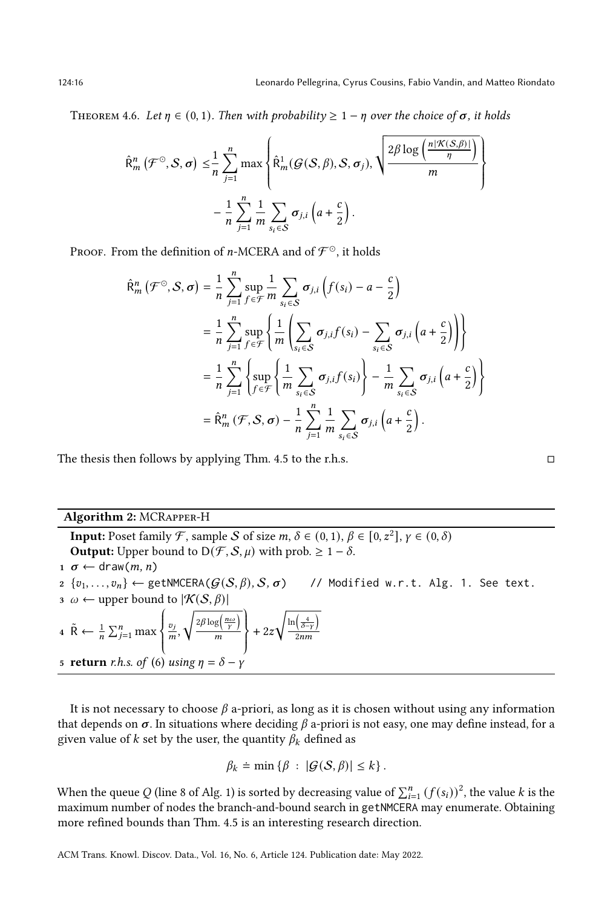THEOREM 4.6. *Let $\eta \in (0,1)$. Then with probability $\geq 1-\eta$ over the choice of $\boldsymbol{\sigma}$, it holds*

$$\hat{\mathsf{R}}_m^n\left(\mathcal{F}^{\odot}, \mathcal{S}, \boldsymbol{\sigma}\right) \leq \frac{1}{n}\sum_{j=1}^{n} \max\left\{ \hat{\mathsf{R}}_m^1(\mathcal{G}(\mathcal{S},\beta), \mathcal{S}, \boldsymbol{\sigma}_j), \sqrt{\frac{2\beta \log\left(\frac{n|\mathcal{K}(\mathcal{S},\beta)|}{\eta}\right)}{m}} \right\} - \frac{1}{n}\sum_{j=1}^{n}\frac{1}{m}\sum_{s_i \in \mathcal{S}} \boldsymbol{\sigma}_{j,i}\left(a + \frac{c}{2}\right).$$

PROOF. From the definition of $n$-MCERA and of $\mathcal{F}^{\odot}$, it holds

$$\begin{aligned}
\hat{\mathsf{R}}_m^n\left(\mathcal{F}^{\odot}, \mathcal{S}, \boldsymbol{\sigma}\right) &= \frac{1}{n}\sum_{j=1}^{n} \sup_{f \in \mathcal{F}} \frac{1}{m}\sum_{s_i \in \mathcal{S}} \boldsymbol{\sigma}_{j,i}\left(f(s_i) - a - \frac{c}{2}\right) \\
&= \frac{1}{n}\sum_{j=1}^{n} \sup_{f \in \mathcal{F}} \left\{ \frac{1}{m}\left( \sum_{s_i \in \mathcal{S}} \boldsymbol{\sigma}_{j,i} f(s_i) - \sum_{s_i \in \mathcal{S}} \boldsymbol{\sigma}_{j,i}\left(a + \frac{c}{2}\right)\right)\right\} \\
&= \frac{1}{n}\sum_{j=1}^{n} \left\{ \sup_{f \in \mathcal{F}} \left\{ \frac{1}{m}\sum_{s_i \in \mathcal{S}} \boldsymbol{\sigma}_{j,i} f(s_i)\right\} - \frac{1}{m}\sum_{s_i \in \mathcal{S}} \boldsymbol{\sigma}_{j,i}\left(a + \frac{c}{2}\right)\right\} \\
&= \hat{\mathsf{R}}_m^n\left(\mathcal{F}, \mathcal{S}, \boldsymbol{\sigma}\right) - \frac{1}{n}\sum_{j=1}^{n}\frac{1}{m}\sum_{s_i \in \mathcal{S}} \boldsymbol{\sigma}_{j,i}\left(a + \frac{c}{2}\right).
\end{aligned}$$

The thesis then follows by applying Thm. 4.5 to the r.h.s. □

---

**Algorithm 2:** MCRAPPER-H

**Input:** Poset family $\mathcal{F}$, sample $\mathcal{S}$ of size $m$, $\delta \in (0,1)$, $\beta \in [0, z^2]$, $\gamma \in (0, \delta)$
**Output:** Upper bound to $\mathsf{D}(\mathcal{F}, \mathcal{S}, \mu)$ with prob. $\geq 1-\delta$.

1. $\boldsymbol{\sigma} \leftarrow$ `draw(m, n)`
2. $\{v_1, \ldots, v_n\} \leftarrow$ `getNMCERA`$(\mathcal{G}(\mathcal{S},\beta), \mathcal{S}, \boldsymbol{\sigma})$ `// Modified w.r.t. Alg. 1. See text.`
3. $\omega \leftarrow$ upper bound to $|\mathcal{K}(\mathcal{S},\beta)|$
4. $\tilde{\mathsf{R}} \leftarrow \frac{1}{n}\sum_{j=1}^{n} \max\left\{ \frac{v_j}{m}, \sqrt{\frac{2\beta\log\left(\frac{n\omega}{\gamma}\right)}{m}} \right\} + 2z\sqrt{\frac{\ln\left(\frac{4}{\delta-\gamma}\right)}{2nm}}$
5. **return** *r.h.s. of* (6) *using* $\eta = \delta - \gamma$

---

It is not necessary to choose $\beta$ a-priori, as long as it is chosen without using any information that depends on $\boldsymbol{\sigma}$. In situations where deciding $\beta$ a-priori is not easy, one may define instead, for a given value of $k$ set by the user, the quantity $\beta_k$ defined as

$$\beta_k \doteq \min\left\{\beta \ : \ |\mathcal{G}(\mathcal{S},\beta)| \leq k\right\}.$$

When the queue $Q$ (line 8 of Alg. 1) is sorted by decreasing value of $\sum_{i=1}^{n}\left(f(s_i)\right)^2$, the value $k$ is the maximum number of nodes the branch-and-bound search in `getNMCERA` may enumerate. Obtaining more refined bounds than Thm. 4.5 is an interesting research direction.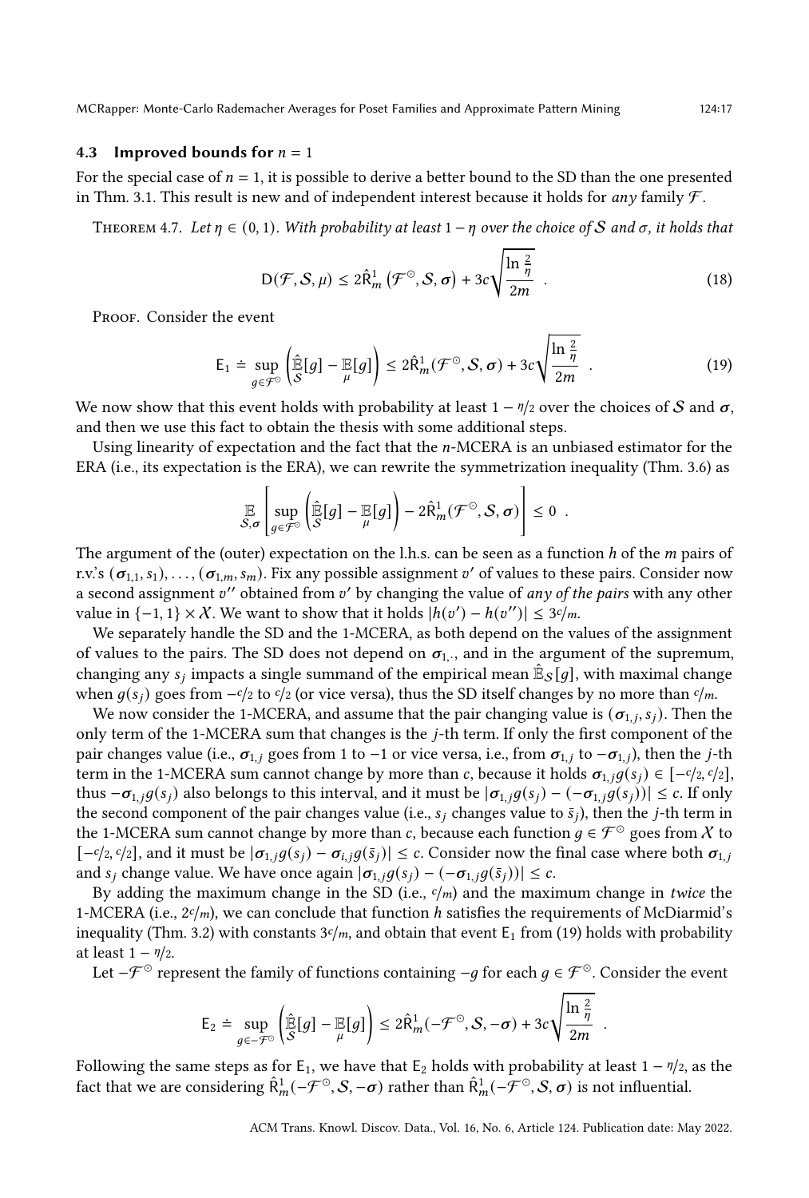### 4.3 Improved bounds for $n = 1$

For the special case of $n = 1$, it is possible to derive a better bound to the SD than the one presented in Thm. 3.1. This result is new and of independent interest because it holds for *any* family $\mathcal{F}$.

THEOREM 4.7. *Let $\eta \in (0, 1)$. With probability at least $1 - \eta$ over the choice of $\mathcal{S}$ and $\sigma$, it holds that*

$$\mathsf{D}(\mathcal{F}, \mathcal{S}, \mu) \le 2\hat{\mathsf{R}}^1_m\left(\mathcal{F}^{\odot}, \mathcal{S}, \boldsymbol{\sigma}\right) + 3c\sqrt{\frac{\ln \frac{2}{\eta}}{2m}} \quad . \tag{18}$$

PROOF. Consider the event

$$\mathsf{E}_1 \doteq \sup_{g \in \mathcal{F}^{\odot}} \left( \hat{\mathbb{E}}_{\mathcal{S}}[g] - \mathbb{E}_{\mu}[g] \right) \le 2\hat{\mathsf{R}}^1_m(\mathcal{F}^{\odot}, \mathcal{S}, \boldsymbol{\sigma}) + 3c\sqrt{\frac{\ln \frac{2}{\eta}}{2m}} \quad . \tag{19}$$

We now show that this event holds with probability at least $1 - \eta/2$ over the choices of $\mathcal{S}$ and $\boldsymbol{\sigma}$, and then we use this fact to obtain the thesis with some additional steps.

Using linearity of expectation and the fact that the $n$-MCERA is an unbiased estimator for the ERA (i.e., its expectation is the ERA), we can rewrite the symmetrization inequality (Thm. 3.6) as

$$\mathbb{E}_{\mathcal{S},\boldsymbol{\sigma}}\left[ \sup_{g \in \mathcal{F}^{\odot}} \left( \hat{\mathbb{E}}_{\mathcal{S}}[g] - \mathbb{E}_{\mu}[g] \right) - 2\hat{\mathsf{R}}^1_m(\mathcal{F}^{\odot}, \mathcal{S}, \boldsymbol{\sigma}) \right] \le 0 \quad .$$

The argument of the (outer) expectation on the l.h.s. can be seen as a function $h$ of the $m$ pairs of r.v.'s $(\boldsymbol{\sigma}_{1,1}, s_1), \ldots, (\boldsymbol{\sigma}_{1,m}, s_m)$. Fix any possible assignment $v'$ of values to these pairs. Consider now a second assignment $v''$ obtained from $v'$ by changing the value of *any of the pairs* with any other value in $\{-1, 1\} \times \mathcal{X}$. We want to show that it holds $|h(v') - h(v'')| \le 3c/m$.

We separately handle the SD and the 1-MCERA, as both depend on the values of the assignment of values to the pairs. The SD does not depend on $\boldsymbol{\sigma}_{1,\cdot}$, and in the argument of the supremum, changing any $s_j$ impacts a single summand of the empirical mean $\hat{\mathbb{E}}_{\mathcal{S}}[g]$, with maximal change when $g(s_j)$ goes from $-c/2$ to $c/2$ (or vice versa), thus the SD itself changes by no more than $c/m$.

We now consider the 1-MCERA, and assume that the pair changing value is $(\boldsymbol{\sigma}_{1,j}, s_j)$. Then the only term of the 1-MCERA sum that changes is the $j$-th term. If only the first component of the pair changes value (i.e., $\boldsymbol{\sigma}_{1,j}$ goes from 1 to $-1$ or vice versa, i.e., from $\boldsymbol{\sigma}_{1,j}$ to $-\boldsymbol{\sigma}_{1,j}$), then the $j$-th term in the 1-MCERA sum cannot change by more than $c$, because it holds $\boldsymbol{\sigma}_{1,j}g(s_j) \in [-c/2, c/2]$, thus $-\boldsymbol{\sigma}_{1,j}g(s_j)$ also belongs to this interval, and it must be $|\boldsymbol{\sigma}_{1,j}g(s_j) - (-\boldsymbol{\sigma}_{1,j}g(s_j))| \le c$. If only the second component of the pair changes value (i.e., $s_j$ changes value to $\bar{s}_j$), then the $j$-th term in the 1-MCERA sum cannot change by more than $c$, because each function $g \in \mathcal{F}^{\odot}$ goes from $\mathcal{X}$ to $[-c/2, c/2]$, and it must be $|\boldsymbol{\sigma}_{1,j}g(s_j) - \boldsymbol{\sigma}_{i,j}g(\bar{s}_j)| \le c$. Consider now the final case where both $\boldsymbol{\sigma}_{1,j}$ and $s_j$ change value. We have once again $|\boldsymbol{\sigma}_{1,j}g(s_j) - (-\boldsymbol{\sigma}_{1,j}g(\bar{s}_j))| \le c$.

By adding the maximum change in the SD (i.e., $c/m$) and the maximum change in *twice* the 1-MCERA (i.e., $2c/m$), we can conclude that function $h$ satisfies the requirements of McDiarmid's inequality (Thm. 3.2) with constants $3c/m$, and obtain that event $\mathsf{E}_1$ from (19) holds with probability at least $1 - \eta/2$.

Let $-\mathcal{F}^{\odot}$ represent the family of functions containing $-g$ for each $g \in \mathcal{F}^{\odot}$. Consider the event

$$\mathsf{E}_2 \doteq \sup_{g \in -\mathcal{F}^{\odot}} \left( \hat{\mathbb{E}}_{\mathcal{S}}[g] - \mathbb{E}_{\mu}[g] \right) \le 2\hat{\mathsf{R}}^1_m(-\mathcal{F}^{\odot}, \mathcal{S}, -\boldsymbol{\sigma}) + 3c\sqrt{\frac{\ln \frac{2}{\eta}}{2m}} \quad .$$

Following the same steps as for $\mathsf{E}_1$, we have that $\mathsf{E}_2$ holds with probability at least $1 - \eta/2$, as the fact that we are considering $\hat{\mathsf{R}}^1_m(-\mathcal{F}^{\odot}, \mathcal{S}, -\boldsymbol{\sigma})$ rather than $\hat{\mathsf{R}}^1_m(-\mathcal{F}^{\odot}, \mathcal{S}, \boldsymbol{\sigma})$ is not influential.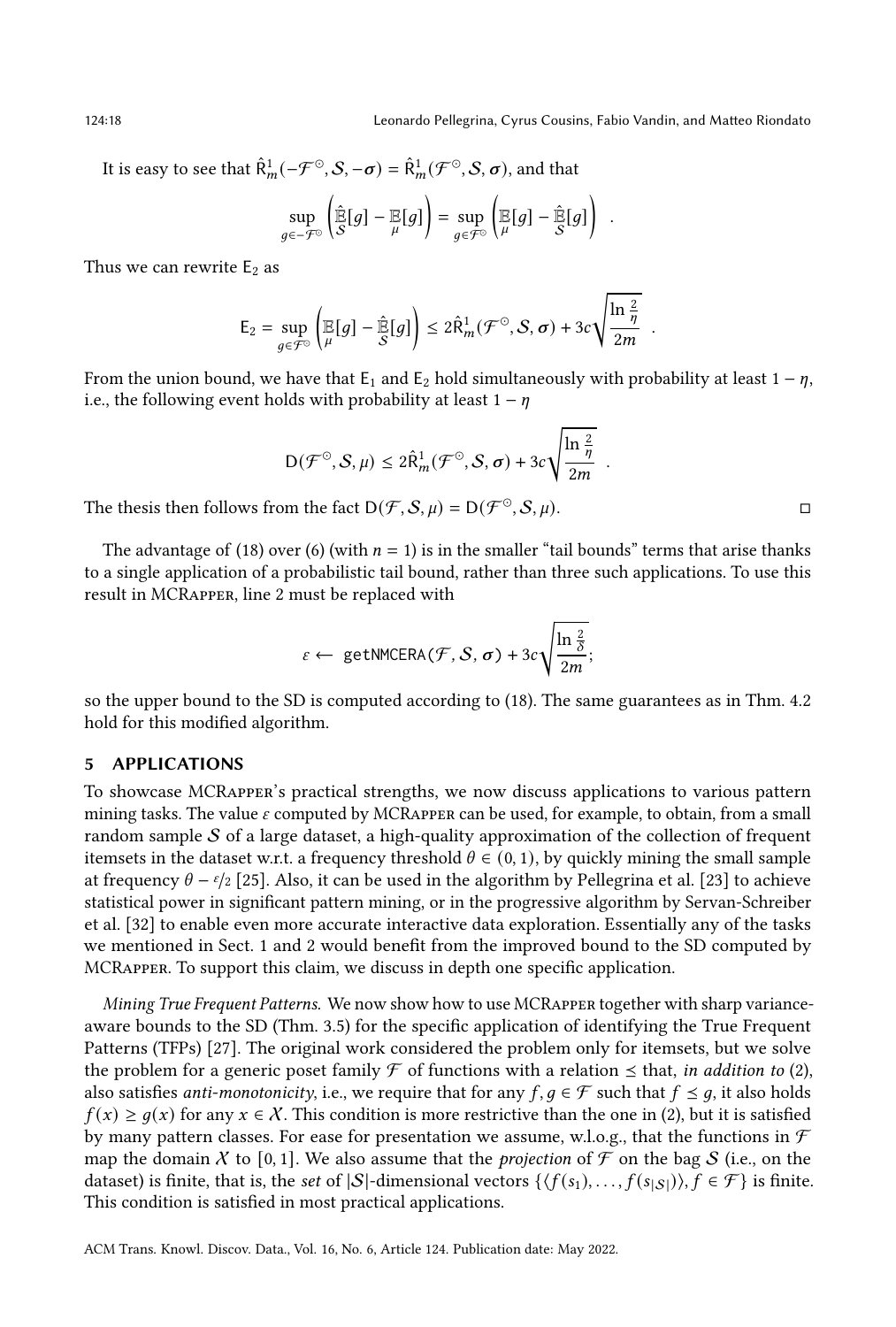It is easy to see that $\hat{\mathsf{R}}^1_m(-\mathcal{F}^{\odot}, \mathcal{S}, -\boldsymbol{\sigma}) = \hat{\mathsf{R}}^1_m(\mathcal{F}^{\odot}, \mathcal{S}, \boldsymbol{\sigma})$, and that

$$\sup_{g \in -\mathcal{F}^{\odot}} \left( \hat{\mathbb{E}}_{\mathcal{S}}[g] - \mathbb{E}_{\mu}[g] \right) = \sup_{g \in \mathcal{F}^{\odot}} \left( \mathbb{E}_{\mu}[g] - \hat{\mathbb{E}}_{\mathcal{S}}[g] \right) \enspace .$$

Thus we can rewrite $\mathsf{E}_2$ as

$$\mathsf{E}_2 = \sup_{g \in \mathcal{F}^{\odot}} \left( \mathbb{E}_{\mu}[g] - \hat{\mathbb{E}}_{\mathcal{S}}[g] \right) \leq 2\hat{\mathsf{R}}^1_m(\mathcal{F}^{\odot}, \mathcal{S}, \boldsymbol{\sigma}) + 3c\sqrt{\frac{\ln \frac{2}{\eta}}{2m}} \enspace .$$

From the union bound, we have that $\mathsf{E}_1$ and $\mathsf{E}_2$ hold simultaneously with probability at least $1 - \eta$, i.e., the following event holds with probability at least $1 - \eta$

$$\mathsf{D}(\mathcal{F}^{\odot}, \mathcal{S}, \mu) \leq 2\hat{\mathsf{R}}^1_m(\mathcal{F}^{\odot}, \mathcal{S}, \boldsymbol{\sigma}) + 3c\sqrt{\frac{\ln \frac{2}{\eta}}{2m}} \enspace .$$

The thesis then follows from the fact $\mathsf{D}(\mathcal{F}, \mathcal{S}, \mu) = \mathsf{D}(\mathcal{F}^{\odot}, \mathcal{S}, \mu)$. □

The advantage of (18) over (6) (with $n = 1$) is in the smaller "tail bounds" terms that arise thanks to a single application of a probabilistic tail bound, rather than three such applications. To use this result in MCRapper, line 2 must be replaced with

$$\varepsilon \leftarrow \texttt{getNMCERA}(\mathcal{F}, \mathcal{S}, \boldsymbol{\sigma}) + 3c\sqrt{\frac{\ln \frac{2}{\delta}}{2m}};$$

so the upper bound to the SD is computed according to (18). The same guarantees as in Thm. 4.2 hold for this modified algorithm.

## 5 APPLICATIONS

To showcase MCRapper's practical strengths, we now discuss applications to various pattern mining tasks. The value $\varepsilon$ computed by MCRapper can be used, for example, to obtain, from a small random sample $\mathcal{S}$ of a large dataset, a high-quality approximation of the collection of frequent itemsets in the dataset w.r.t. a frequency threshold $\theta \in (0, 1)$, by quickly mining the small sample at frequency $\theta - \varepsilon/2$ [25]. Also, it can be used in the algorithm by Pellegrina et al. [23] to achieve statistical power in significant pattern mining, or in the progressive algorithm by Servan-Schreiber et al. [32] to enable even more accurate interactive data exploration. Essentially any of the tasks we mentioned in Sect. 1 and 2 would benefit from the improved bound to the SD computed by MCRapper. To support this claim, we discuss in depth one specific application.

*Mining True Frequent Patterns.* We now show how to use MCRapper together with sharp variance-aware bounds to the SD (Thm. 3.5) for the specific application of identifying the True Frequent Patterns (TFPs) [27]. The original work considered the problem only for itemsets, but we solve the problem for a generic poset family $\mathcal{F}$ of functions with a relation $\preceq$ that, *in addition to* (2), also satisfies *anti-monotonicity*, i.e., we require that for any $f, g \in \mathcal{F}$ such that $f \preceq g$, it also holds $f(x) \geq g(x)$ for any $x \in \mathcal{X}$. This condition is more restrictive than the one in (2), but it is satisfied by many pattern classes. For ease for presentation we assume, w.l.o.g., that the functions in $\mathcal{F}$ map the domain $\mathcal{X}$ to $[0, 1]$. We also assume that the *projection* of $\mathcal{F}$ on the bag $\mathcal{S}$ (i.e., on the dataset) is finite, that is, the *set* of $|\mathcal{S}|$-dimensional vectors $\{\langle f(s_1), \ldots, f(s_{|\mathcal{S}|}) \rangle, f \in \mathcal{F}\}$ is finite. This condition is satisfied in most practical applications.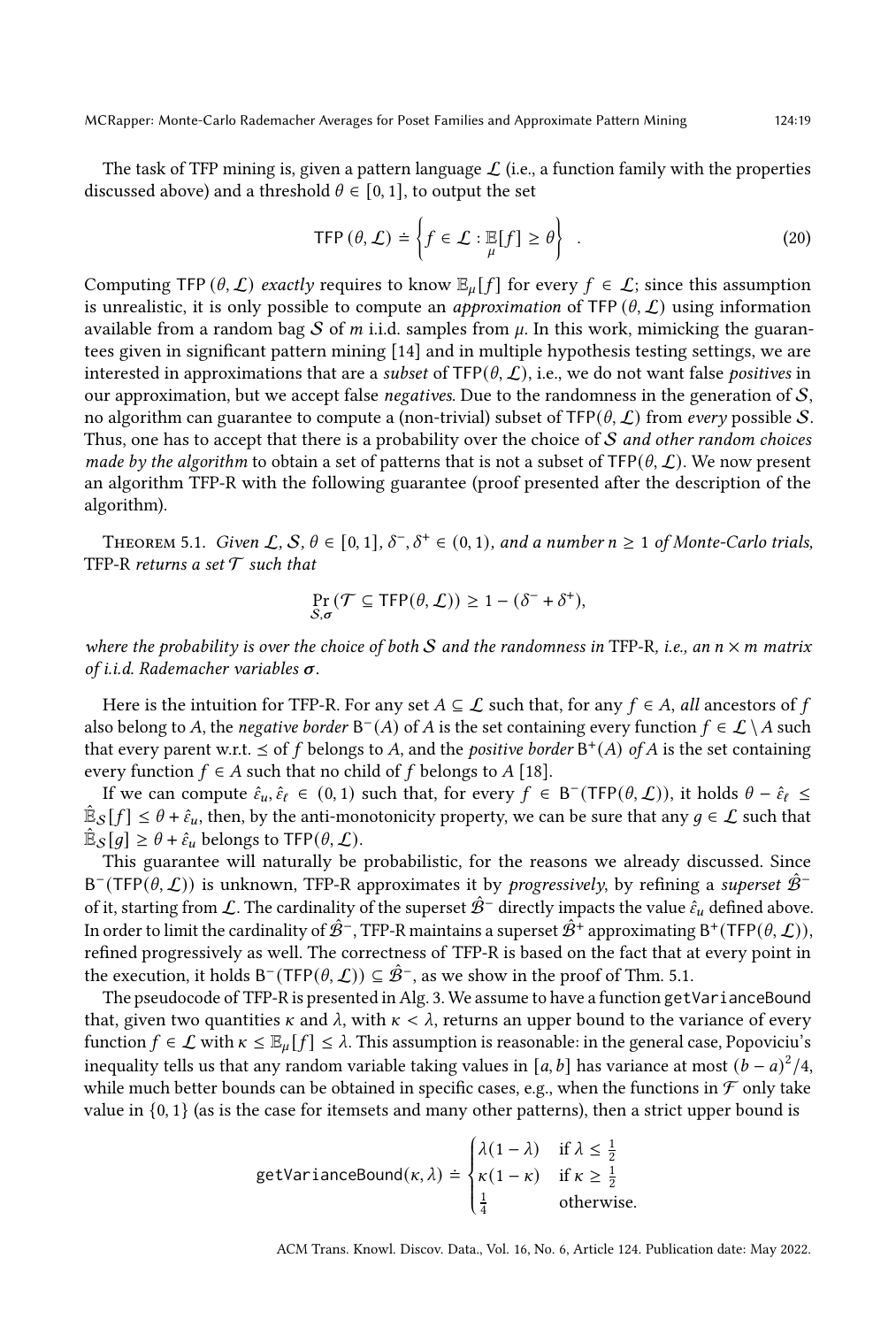The task of TFP mining is, given a pattern language $\mathcal{L}$ (i.e., a function family with the properties discussed above) and a threshold $\theta \in [0, 1]$, to output the set

$$\mathsf{TFP}(\theta, \mathcal{L}) \doteq \left\{ f \in \mathcal{L} : \mathop{\mathbb{E}}_{\mu}[f] \geq \theta \right\} \quad . \tag{20}$$

Computing $\mathsf{TFP}(\theta, \mathcal{L})$ *exactly* requires to know $\mathbb{E}_\mu[f]$ for every $f \in \mathcal{L}$; since this assumption is unrealistic, it is only possible to compute an *approximation* of $\mathsf{TFP}(\theta, \mathcal{L})$ using information available from a random bag $\mathcal{S}$ of $m$ i.i.d. samples from $\mu$. In this work, mimicking the guarantees given in significant pattern mining [14] and in multiple hypothesis testing settings, we are interested in approximations that are a *subset* of $\mathsf{TFP}(\theta, \mathcal{L})$, i.e., we do not want false *positives* in our approximation, but we accept false *negatives*. Due to the randomness in the generation of $\mathcal{S}$, no algorithm can guarantee to compute a (non-trivial) subset of $\mathsf{TFP}(\theta, \mathcal{L})$ from *every* possible $\mathcal{S}$. Thus, one has to accept that there is a probability over the choice of $\mathcal{S}$ *and other random choices made by the algorithm* to obtain a set of patterns that is not a subset of $\mathsf{TFP}(\theta, \mathcal{L})$. We now present an algorithm TFP-R with the following guarantee (proof presented after the description of the algorithm).

Theorem 5.1. *Given $\mathcal{L}$, $\mathcal{S}$, $\theta \in [0, 1]$, $\delta^-, \delta^+ \in (0, 1)$, and a number $n \geq 1$ of Monte-Carlo trials,* TFP-R *returns a set $\mathcal{T}$ such that*

$$\Pr_{\mathcal{S},\boldsymbol{\sigma}}\left(\mathcal{T} \subseteq \mathsf{TFP}(\theta, \mathcal{L})\right) \geq 1 - (\delta^- + \delta^+),$$

*where the probability is over the choice of both $\mathcal{S}$ and the randomness in* TFP-R*, i.e., an $n \times m$ matrix of i.i.d. Rademacher variables $\boldsymbol{\sigma}$.*

Here is the intuition for TFP-R. For any set $A \subseteq \mathcal{L}$ such that, for any $f \in A$, *all* ancestors of $f$ also belong to $A$, the *negative border* $\mathsf{B}^-(A)$ of $A$ is the set containing every function $f \in \mathcal{L} \setminus A$ such that every parent w.r.t. $\preceq$ of $f$ belongs to $A$, and the *positive border* $\mathsf{B}^+(A)$ *of* $A$ is the set containing every function $f \in A$ such that no child of $f$ belongs to $A$ [18].

If we can compute $\hat{\varepsilon}_u, \hat{\varepsilon}_\ell \in (0, 1)$ such that, for every $f \in \mathsf{B}^-(\mathsf{TFP}(\theta, \mathcal{L}))$, it holds $\theta - \hat{\varepsilon}_\ell \leq \hat{\mathbb{E}}_{\mathcal{S}}[f] \leq \theta + \hat{\varepsilon}_u$, then, by the anti-monotonicity property, we can be sure that any $g \in \mathcal{L}$ such that $\hat{\mathbb{E}}_{\mathcal{S}}[g] \geq \theta + \hat{\varepsilon}_u$ belongs to $\mathsf{TFP}(\theta, \mathcal{L})$.

This guarantee will naturally be probabilistic, for the reasons we already discussed. Since $\mathsf{B}^-(\mathsf{TFP}(\theta, \mathcal{L}))$ is unknown, TFP-R approximates it by *progressively*, by refining a *superset* $\hat{\mathcal{B}}^-$ of it, starting from $\mathcal{L}$. The cardinality of the superset $\hat{\mathcal{B}}^-$ directly impacts the value $\hat{\varepsilon}_u$ defined above. In order to limit the cardinality of $\hat{\mathcal{B}}^-$, TFP-R maintains a superset $\hat{\mathcal{B}}^+$ approximating $\mathsf{B}^+(\mathsf{TFP}(\theta, \mathcal{L}))$, refined progressively as well. The correctness of TFP-R is based on the fact that at every point in the execution, it holds $\mathsf{B}^-(\mathsf{TFP}(\theta, \mathcal{L})) \subseteq \hat{\mathcal{B}}^-$, as we show in the proof of Thm. 5.1.

The pseudocode of TFP-R is presented in Alg. 3. We assume to have a function `getVarianceBound` that, given two quantities $\kappa$ and $\lambda$, with $\kappa < \lambda$, returns an upper bound to the variance of every function $f \in \mathcal{L}$ with $\kappa \leq \mathbb{E}_\mu[f] \leq \lambda$. This assumption is reasonable: in the general case, Popoviciu's inequality tells us that any random variable taking values in $[a, b]$ has variance at most $(b - a)^2/4$, while much better bounds can be obtained in specific cases, e.g., when the functions in $\mathcal{F}$ only take value in $\{0, 1\}$ (as is the case for itemsets and many other patterns), then a strict upper bound is

$$\texttt{getVarianceBound}(\kappa, \lambda) \doteq \begin{cases} \lambda(1 - \lambda) & \text{if } \lambda \leq \frac{1}{2} \\ \kappa(1 - \kappa) & \text{if } \kappa \geq \frac{1}{2} \\ \frac{1}{4} & \text{otherwise.} \end{cases}$$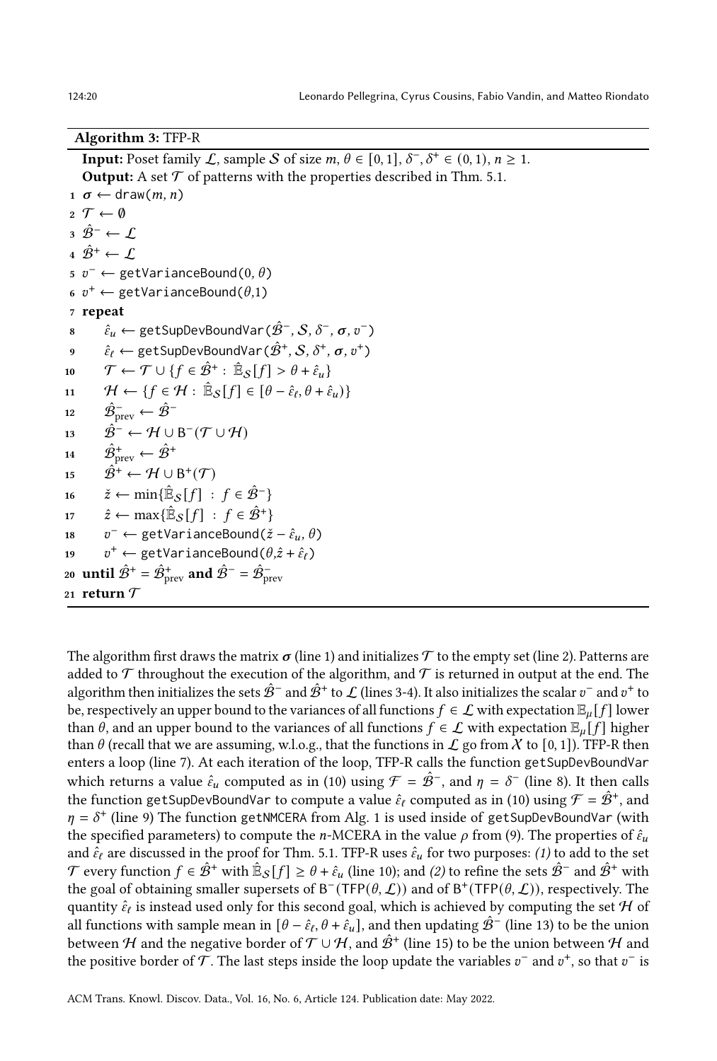**Algorithm 3:** TFP-R

**Input:** Poset family $\mathcal{L}$, sample $\mathcal{S}$ of size $m$, $\theta \in [0,1]$, $\delta^-, \delta^+ \in (0,1)$, $n \geq 1$.
**Output:** A set $\mathcal{T}$ of patterns with the properties described in Thm. 5.1.

```
1  σ ← draw(m, n)
2  T ← ∅
3  B̂⁻ ← L
4  B̂⁺ ← L
5  v⁻ ← getVarianceBound(0, θ)
6  v⁺ ← getVarianceBound(θ,1)
7  repeat
8      ε̂_u ← getSupDevBoundVar(B̂⁻, S, δ⁻, σ, v⁻)
9      ε̂_ℓ ← getSupDevBoundVar(B̂⁺, S, δ⁺, σ, v⁺)
10     T ← T ∪ {f ∈ B̂⁺ : Ê_S[f] > θ + ε̂_u}
11     H ← {f ∈ H : Ê_S[f] ∈ [θ − ε̂_ℓ, θ + ε̂_u)}
12     B̂⁻_prev ← B̂⁻
13     B̂⁻ ← H ∪ B⁻(T ∪ H)
14     B̂⁺_prev ← B̂⁺
15     B̂⁺ ← H ∪ B⁺(T)
16     ž ← min{Ê_S[f] : f ∈ B̂⁻}
17     ẑ ← max{Ê_S[f] : f ∈ B̂⁺}
18     v⁻ ← getVarianceBound(ž − ε̂_u, θ)
19     v⁺ ← getVarianceBound(θ, ẑ + ε̂_ℓ)
20 until B̂⁺ = B̂⁺_prev and B̂⁻ = B̂⁻_prev
21 return T
```

The algorithm first draws the matrix $\boldsymbol{\sigma}$ (line 1) and initializes $\mathcal{T}$ to the empty set (line 2). Patterns are added to $\mathcal{T}$ throughout the execution of the algorithm, and $\mathcal{T}$ is returned in output at the end. The algorithm then initializes the sets $\hat{\mathcal{B}}^-$ and $\hat{\mathcal{B}}^+$ to $\mathcal{L}$ (lines 3-4). It also initializes the scalar $v^-$ and $v^+$ to be, respectively an upper bound to the variances of all functions $f \in \mathcal{L}$ with expectation $\mathbb{E}_\mu[f]$ lower than $\theta$, and an upper bound to the variances of all functions $f \in \mathcal{L}$ with expectation $\mathbb{E}_\mu[f]$ higher than $\theta$ (recall that we are assuming, w.l.o.g., that the functions in $\mathcal{L}$ go from $\mathcal{X}$ to $[0,1]$). TFP-R then enters a loop (line 7). At each iteration of the loop, TFP-R calls the function getSupDevBoundVar which returns a value $\hat{\varepsilon}_u$ computed as in (10) using $\mathcal{F} = \hat{\mathcal{B}}^-$, and $\eta = \delta^-$ (line 8). It then calls the function getSupDevBoundVar to compute a value $\hat{\varepsilon}_\ell$ computed as in (10) using $\mathcal{F} = \hat{\mathcal{B}}^+$, and $\eta = \delta^+$ (line 9) The function getNMCERA from Alg. 1 is used inside of getSupDevBoundVar (with the specified parameters) to compute the $n$-MCERA in the value $\rho$ from (9). The properties of $\hat{\varepsilon}_u$ and $\hat{\varepsilon}_\ell$ are discussed in the proof for Thm. 5.1. TFP-R uses $\hat{\varepsilon}_u$ for two purposes: *(1)* to add to the set $\mathcal{T}$ every function $f \in \hat{\mathcal{B}}^+$ with $\hat{\mathbb{E}}_\mathcal{S}[f] \geq \theta + \hat{\varepsilon}_u$ (line 10); and *(2)* to refine the sets $\hat{\mathcal{B}}^-$ and $\hat{\mathcal{B}}^+$ with the goal of obtaining smaller supersets of $\mathsf{B}^-(\mathsf{TFP}(\theta, \mathcal{L}))$ and of $\mathsf{B}^+(\mathsf{TFP}(\theta, \mathcal{L}))$, respectively. The quantity $\hat{\varepsilon}_\ell$ is instead used only for this second goal, which is achieved by computing the set $\mathcal{H}$ of all functions with sample mean in $[\theta - \hat{\varepsilon}_\ell, \theta + \hat{\varepsilon}_u]$, and then updating $\hat{\mathcal{B}}^-$ (line 13) to be the union between $\mathcal{H}$ and the negative border of $\mathcal{T} \cup \mathcal{H}$, and $\hat{\mathcal{B}}^+$ (line 15) to be the union between $\mathcal{H}$ and the positive border of $\mathcal{T}$. The last steps inside the loop update the variables $v^-$ and $v^+$, so that $v^-$ is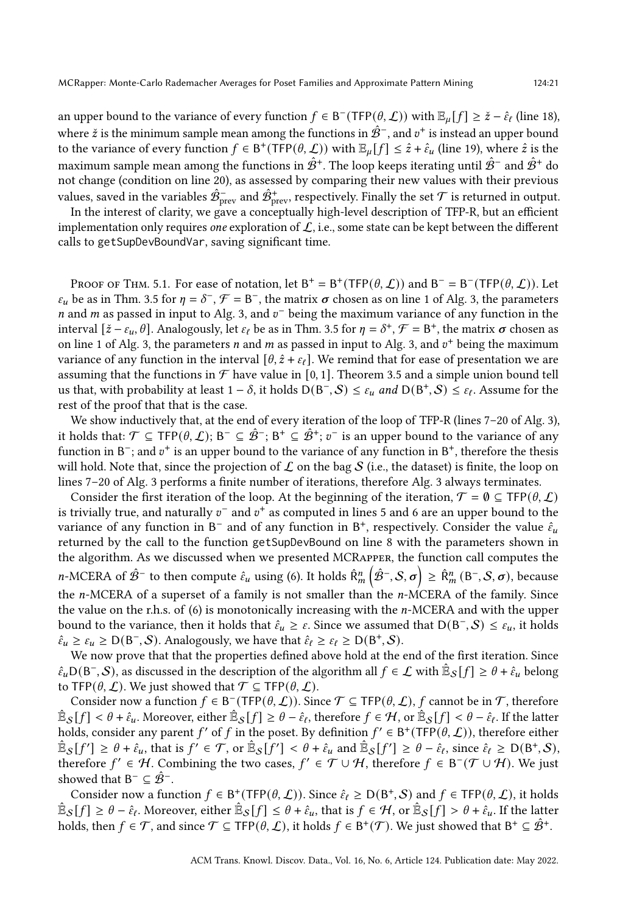an upper bound to the variance of every function $f \in \mathsf{B}^-(\mathsf{TFP}(\theta, \mathcal{L}))$ with $\mathbb{E}_\mu[f] \geq \check{z} - \hat{\varepsilon}_\ell$ (line 18), where $\check{z}$ is the minimum sample mean among the functions in $\hat{\mathcal{B}}^-$, and $v^+$ is instead an upper bound to the variance of every function $f \in \mathsf{B}^+(\mathsf{TFP}(\theta, \mathcal{L}))$ with $\mathbb{E}_\mu[f] \leq \hat{z} + \hat{\varepsilon}_u$ (line 19), where $\hat{z}$ is the maximum sample mean among the functions in $\hat{\mathcal{B}}^+$. The loop keeps iterating until $\hat{\mathcal{B}}^-$ and $\hat{\mathcal{B}}^+$ do not change (condition on line 20), as assessed by comparing their new values with their previous values, saved in the variables $\hat{\mathcal{B}}^-_{\mathrm{prev}}$ and $\hat{\mathcal{B}}^+_{\mathrm{prev}}$, respectively. Finally the set $\mathcal{T}$ is returned in output.

In the interest of clarity, we gave a conceptually high-level description of TFP-R, but an efficient implementation only requires *one* exploration of $\mathcal{L}$, i.e., some state can be kept between the different calls to getSupDevBoundVar, saving significant time.

Proof of Thm. 5.1. For ease of notation, let $\mathsf{B}^+ = \mathsf{B}^+(\mathsf{TFP}(\theta, \mathcal{L}))$ and $\mathsf{B}^- = \mathsf{B}^-(\mathsf{TFP}(\theta, \mathcal{L}))$. Let $\varepsilon_u$ be as in Thm. 3.5 for $\eta = \delta^-$, $\mathcal{F} = \mathsf{B}^-$, the matrix $\boldsymbol{\sigma}$ chosen as on line 1 of Alg. 3, the parameters $n$ and $m$ as passed in input to Alg. 3, and $v^-$ being the maximum variance of any function in the interval $[\check{z} - \varepsilon_u, \theta]$. Analogously, let $\varepsilon_\ell$ be as in Thm. 3.5 for $\eta = \delta^+$, $\mathcal{F} = \mathsf{B}^+$, the matrix $\boldsymbol{\sigma}$ chosen as on line 1 of Alg. 3, the parameters $n$ and $m$ as passed in input to Alg. 3, and $v^+$ being the maximum variance of any function in the interval $[\theta, \hat{z} + \varepsilon_\ell]$. We remind that for ease of presentation we are assuming that the functions in $\mathcal{F}$ have value in $[0, 1]$. Theorem 3.5 and a simple union bound tell us that, with probability at least $1 - \delta$, it holds $\mathsf{D}(\mathsf{B}^-, \mathcal{S}) \leq \varepsilon_u$ *and* $\mathsf{D}(\mathsf{B}^+, \mathcal{S}) \leq \varepsilon_\ell$. Assume for the rest of the proof that that is the case.

We show inductively that, at the end of every iteration of the loop of TFP-R (lines 7–20 of Alg. 3), it holds that: $\mathcal{T} \subseteq \mathsf{TFP}(\theta, \mathcal{L})$; $\mathsf{B}^- \subseteq \hat{\mathcal{B}}^-$; $\mathsf{B}^+ \subseteq \hat{\mathcal{B}}^+$; $v^-$ is an upper bound to the variance of any function in $\mathsf{B}^-$; and $v^+$ is an upper bound to the variance of any function in $\mathsf{B}^+$, therefore the thesis will hold. Note that, since the projection of $\mathcal{L}$ on the bag $\mathcal{S}$ (i.e., the dataset) is finite, the loop on lines 7–20 of Alg. 3 performs a finite number of iterations, therefore Alg. 3 always terminates.

Consider the first iteration of the loop. At the beginning of the iteration, $\mathcal{T} = \emptyset \subseteq \mathsf{TFP}(\theta, \mathcal{L})$ is trivially true, and naturally $v^-$ and $v^+$ as computed in lines 5 and 6 are an upper bound to the variance of any function in $\mathsf{B}^-$ and of any function in $\mathsf{B}^+$, respectively. Consider the value $\hat{\varepsilon}_u$ returned by the call to the function getSupDevBound on line 8 with the parameters shown in the algorithm. As we discussed when we presented MCRapper, the function call computes the $n$-MCERA of $\hat{\mathcal{B}}^-$ to then compute $\hat{\varepsilon}_u$ using (6). It holds $\hat{\mathsf{R}}^n_m\left(\hat{\mathcal{B}}^-, \mathcal{S}, \boldsymbol{\sigma}\right) \geq \hat{\mathsf{R}}^n_m\left(\mathsf{B}^-, \mathcal{S}, \boldsymbol{\sigma}\right)$, because the $n$-MCERA of a superset of a family is not smaller than the $n$-MCERA of the family. Since the value on the r.h.s. of (6) is monotonically increasing with the $n$-MCERA and with the upper bound to the variance, then it holds that $\hat{\varepsilon}_u \geq \varepsilon$. Since we assumed that $\mathsf{D}(\mathsf{B}^-, \mathcal{S}) \leq \varepsilon_u$, it holds $\hat{\varepsilon}_u \geq \varepsilon_u \geq \mathsf{D}(\mathsf{B}^-, \mathcal{S})$. Analogously, we have that $\hat{\varepsilon}_\ell \geq \varepsilon_\ell \geq \mathsf{D}(\mathsf{B}^+, \mathcal{S})$.

We now prove that that the properties defined above hold at the end of the first iteration. Since $\hat{\varepsilon}_u \mathsf{D}(\mathsf{B}^-, \mathcal{S})$, as discussed in the description of the algorithm all $f \in \mathcal{L}$ with $\hat{\mathbb{E}}_\mathcal{S}[f] \geq \theta + \hat{\varepsilon}_u$ belong to $\mathsf{TFP}(\theta, \mathcal{L})$. We just showed that $\mathcal{T} \subseteq \mathsf{TFP}(\theta, \mathcal{L})$.

Consider now a function $f \in \mathsf{B}^-(\mathsf{TFP}(\theta, \mathcal{L}))$. Since $\mathcal{T} \subseteq \mathsf{TFP}(\theta, \mathcal{L})$, $f$ cannot be in $\mathcal{T}$, therefore $\hat{\mathbb{E}}_\mathcal{S}[f] < \theta + \hat{\varepsilon}_u$. Moreover, either $\hat{\mathbb{E}}_\mathcal{S}[f] \geq \theta - \hat{\varepsilon}_\ell$, therefore $f \in \mathcal{H}$, or $\hat{\mathbb{E}}_\mathcal{S}[f] < \theta - \hat{\varepsilon}_\ell$. If the latter holds, consider any parent $f'$ of $f$ in the poset. By definition $f' \in \mathsf{B}^+(\mathsf{TFP}(\theta, \mathcal{L}))$, therefore either $\hat{\mathbb{E}}_\mathcal{S}[f'] \geq \theta + \hat{\varepsilon}_u$, that is $f' \in \mathcal{T}$, or $\hat{\mathbb{E}}_\mathcal{S}[f'] < \theta + \hat{\varepsilon}_u$ and $\hat{\mathbb{E}}_\mathcal{S}[f'] \geq \theta - \hat{\varepsilon}_\ell$, since $\hat{\varepsilon}_\ell \geq \mathsf{D}(\mathsf{B}^+, \mathcal{S})$, therefore $f' \in \mathcal{H}$. Combining the two cases, $f' \in \mathcal{T} \cup \mathcal{H}$, therefore $f \in \mathsf{B}^-(\mathcal{T} \cup \mathcal{H})$. We just showed that $\mathsf{B}^- \subseteq \hat{\mathcal{B}}^-$.

Consider now a function $f \in \mathsf{B}^+(\mathsf{TFP}(\theta, \mathcal{L}))$. Since $\hat{\varepsilon}_\ell \geq \mathsf{D}(\mathsf{B}^+, \mathcal{S})$ and $f \in \mathsf{TFP}(\theta, \mathcal{L})$, it holds $\hat{\mathbb{E}}_\mathcal{S}[f] \geq \theta - \hat{\varepsilon}_\ell$. Moreover, either $\hat{\mathbb{E}}_\mathcal{S}[f] \leq \theta + \hat{\varepsilon}_u$, that is $f \in \mathcal{H}$, or $\hat{\mathbb{E}}_\mathcal{S}[f] > \theta + \hat{\varepsilon}_u$. If the latter holds, then $f \in \mathcal{T}$, and since $\mathcal{T} \subseteq \mathsf{TFP}(\theta, \mathcal{L})$, it holds $f \in \mathsf{B}^+(\mathcal{T})$. We just showed that $\mathsf{B}^+ \subseteq \hat{\mathcal{B}}^+$.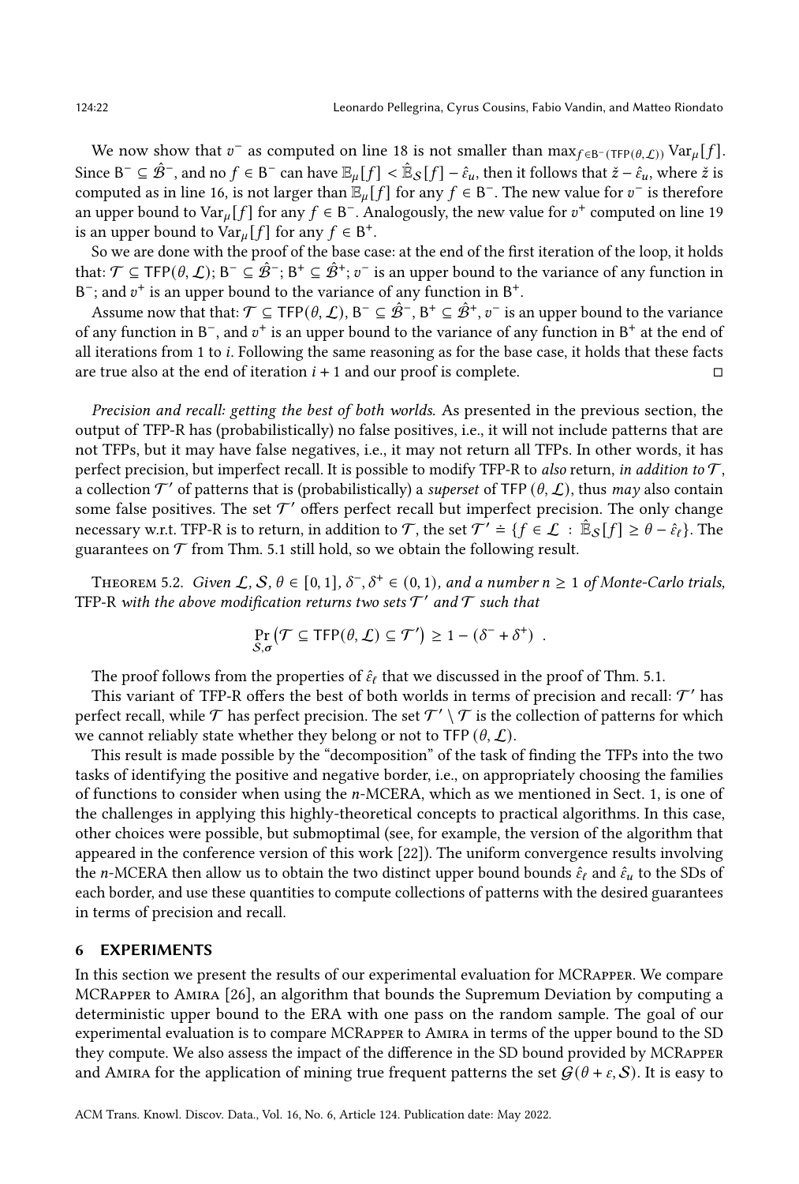We now show that $v^-$ as computed on line 18 is not smaller than $\max_{f \in \mathsf{B}^-(\mathsf{TFP}(\theta,\mathcal{L}))} \mathrm{Var}_\mu[f]$. Since $\mathsf{B}^- \subseteq \hat{\mathcal{B}}^-$, and no $f \in \mathsf{B}^-$ can have $\mathbb{E}_\mu[f] < \hat{\mathbb{E}}_\mathcal{S}[f] - \hat{\varepsilon}_u$, then it follows that $\check{z} - \hat{\varepsilon}_u$, where $\check{z}$ is computed as in line 16, is not larger than $\mathbb{E}_\mu[f]$ for any $f \in \mathsf{B}^-$. The new value for $v^-$ is therefore an upper bound to $\mathrm{Var}_\mu[f]$ for any $f \in \mathsf{B}^-$. Analogously, the new value for $v^+$ computed on line 19 is an upper bound to $\mathrm{Var}_\mu[f]$ for any $f \in \mathsf{B}^+$.

So we are done with the proof of the base case: at the end of the first iteration of the loop, it holds that: $\mathcal{T} \subseteq \mathsf{TFP}(\theta, \mathcal{L})$; $\mathsf{B}^- \subseteq \hat{\mathcal{B}}^-$; $\mathsf{B}^+ \subseteq \hat{\mathcal{B}}^+$; $v^-$ is an upper bound to the variance of any function in $\mathsf{B}^-$; and $v^+$ is an upper bound to the variance of any function in $\mathsf{B}^+$.

Assume now that that: $\mathcal{T} \subseteq \mathsf{TFP}(\theta, \mathcal{L})$, $\mathsf{B}^- \subseteq \hat{\mathcal{B}}^-$, $\mathsf{B}^+ \subseteq \hat{\mathcal{B}}^+$, $v^-$ is an upper bound to the variance of any function in $\mathsf{B}^-$, and $v^+$ is an upper bound to the variance of any function in $\mathsf{B}^+$ at the end of all iterations from 1 to $i$. Following the same reasoning as for the base case, it holds that these facts are true also at the end of iteration $i + 1$ and our proof is complete. □

*Precision and recall: getting the best of both worlds.* As presented in the previous section, the output of TFP-R has (probabilistically) no false positives, i.e., it will not include patterns that are not TFPs, but it may have false negatives, i.e., it may not return all TFPs. In other words, it has perfect precision, but imperfect recall. It is possible to modify TFP-R to *also* return, *in addition to* $\mathcal{T}$, a collection $\mathcal{T}'$ of patterns that is (probabilistically) a *superset* of $\mathsf{TFP}(\theta, \mathcal{L})$, thus *may* also contain some false positives. The set $\mathcal{T}'$ offers perfect recall but imperfect precision. The only change necessary w.r.t. TFP-R is to return, in addition to $\mathcal{T}$, the set $\mathcal{T}' \doteq \{f \in \mathcal{L} : \hat{\mathbb{E}}_\mathcal{S}[f] \geq \theta - \hat{\varepsilon}_\ell\}$. The guarantees on $\mathcal{T}$ from Thm. 5.1 still hold, so we obtain the following result.

Theorem 5.2. *Given $\mathcal{L}$, $\mathcal{S}$, $\theta \in [0, 1]$, $\delta^-, \delta^+ \in (0, 1)$, and a number $n \geq 1$ of Monte-Carlo trials,* TFP-R *with the above modification returns two sets $\mathcal{T}'$ and $\mathcal{T}$ such that*

$$\Pr_{\mathcal{S},\sigma}\left(\mathcal{T} \subseteq \mathsf{TFP}(\theta, \mathcal{L}) \subseteq \mathcal{T}'\right) \geq 1 - (\delta^- + \delta^+) \enspace .$$

The proof follows from the properties of $\hat{\varepsilon}_\ell$ that we discussed in the proof of Thm. 5.1.

This variant of TFP-R offers the best of both worlds in terms of precision and recall: $\mathcal{T}'$ has perfect recall, while $\mathcal{T}$ has perfect precision. The set $\mathcal{T}' \setminus \mathcal{T}$ is the collection of patterns for which we cannot reliably state whether they belong or not to $\mathsf{TFP}(\theta, \mathcal{L})$.

This result is made possible by the "decomposition" of the task of finding the TFPs into the two tasks of identifying the positive and negative border, i.e., on appropriately choosing the families of functions to consider when using the $n$-MCERA, which as we mentioned in Sect. 1, is one of the challenges in applying this highly-theoretical concepts to practical algorithms. In this case, other choices were possible, but submoptimal (see, for example, the version of the algorithm that appeared in the conference version of this work [22]). The uniform convergence results involving the $n$-MCERA then allow us to obtain the two distinct upper bound bounds $\hat{\varepsilon}_\ell$ and $\hat{\varepsilon}_u$ to the SDs of each border, and use these quantities to compute collections of patterns with the desired guarantees in terms of precision and recall.

## 6 EXPERIMENTS

In this section we present the results of our experimental evaluation for MCRapper. We compare MCRapper to Amira [26], an algorithm that bounds the Supremum Deviation by computing a deterministic upper bound to the ERA with one pass on the random sample. The goal of our experimental evaluation is to compare MCRapper to Amira in terms of the upper bound to the SD they compute. We also assess the impact of the difference in the SD bound provided by MCRapper and Amira for the application of mining true frequent patterns the set $\mathcal{G}(\theta + \varepsilon, \mathcal{S})$. It is easy to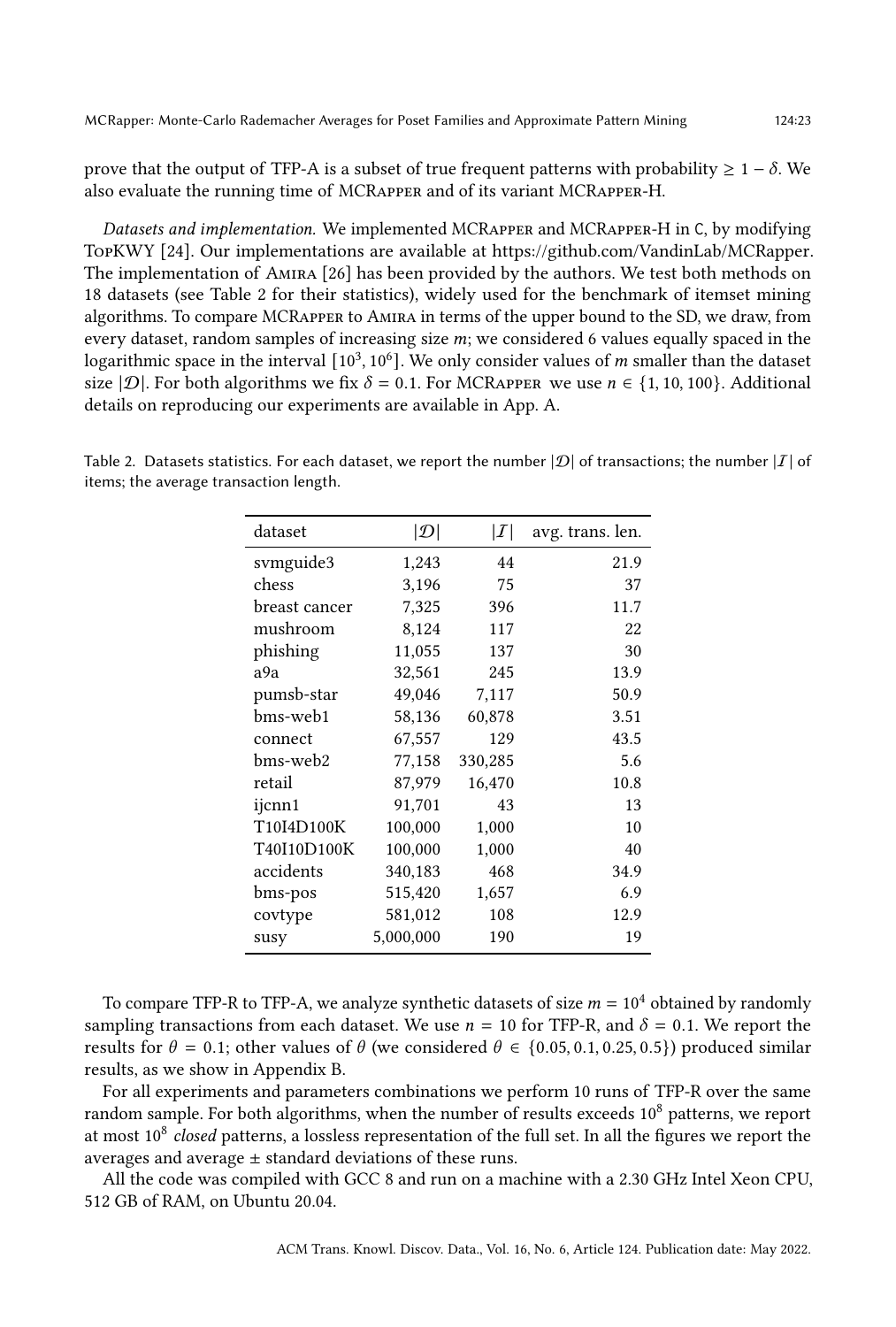prove that the output of TFP-A is a subset of true frequent patterns with probability $\geq 1 - \delta$. We also evaluate the running time of MCRapper and of its variant MCRapper-H.

*Datasets and implementation.* We implemented MCRapper and MCRapper-H in C, by modifying TopKWY [24]. Our implementations are available at https://github.com/VandinLab/MCRapper. The implementation of Amira [26] has been provided by the authors. We test both methods on 18 datasets (see Table 2 for their statistics), widely used for the benchmark of itemset mining algorithms. To compare MCRapper to Amira in terms of the upper bound to the SD, we draw, from every dataset, random samples of increasing size $m$; we considered 6 values equally spaced in the logarithmic space in the interval $[10^3, 10^6]$. We only consider values of $m$ smaller than the dataset size $|\mathcal{D}|$. For both algorithms we fix $\delta = 0.1$. For MCRapper we use $n \in \{1, 10, 100\}$. Additional details on reproducing our experiments are available in App. A.

Table 2. Datasets statistics. For each dataset, we report the number $|\mathcal{D}|$ of transactions; the number $|\mathcal{I}|$ of items; the average transaction length.

| dataset | $\lvert\mathcal{D}\rvert$ | $\lvert\mathcal{I}\rvert$ | avg. trans. len. |
|---|---:|---:|---:|
| svmguide3 | 1,243 | 44 | 21.9 |
| chess | 3,196 | 75 | 37 |
| breast cancer | 7,325 | 396 | 11.7 |
| mushroom | 8,124 | 117 | 22 |
| phishing | 11,055 | 137 | 30 |
| a9a | 32,561 | 245 | 13.9 |
| pumsb-star | 49,046 | 7,117 | 50.9 |
| bms-web1 | 58,136 | 60,878 | 3.51 |
| connect | 67,557 | 129 | 43.5 |
| bms-web2 | 77,158 | 330,285 | 5.6 |
| retail | 87,979 | 16,470 | 10.8 |
| ijcnn1 | 91,701 | 43 | 13 |
| T10I4D100K | 100,000 | 1,000 | 10 |
| T40I10D100K | 100,000 | 1,000 | 40 |
| accidents | 340,183 | 468 | 34.9 |
| bms-pos | 515,420 | 1,657 | 6.9 |
| covtype | 581,012 | 108 | 12.9 |
| susy | 5,000,000 | 190 | 19 |

To compare TFP-R to TFP-A, we analyze synthetic datasets of size $m = 10^4$ obtained by randomly sampling transactions from each dataset. We use $n = 10$ for TFP-R, and $\delta = 0.1$. We report the results for $\theta = 0.1$; other values of $\theta$ (we considered $\theta \in \{0.05, 0.1, 0.25, 0.5\}$) produced similar results, as we show in Appendix B.

For all experiments and parameters combinations we perform 10 runs of TFP-R over the same random sample. For both algorithms, when the number of results exceeds $10^8$ patterns, we report at most $10^8$ *closed* patterns, a lossless representation of the full set. In all the figures we report the averages and average ± standard deviations of these runs.

All the code was compiled with GCC 8 and run on a machine with a 2.30 GHz Intel Xeon CPU, 512 GB of RAM, on Ubuntu 20.04.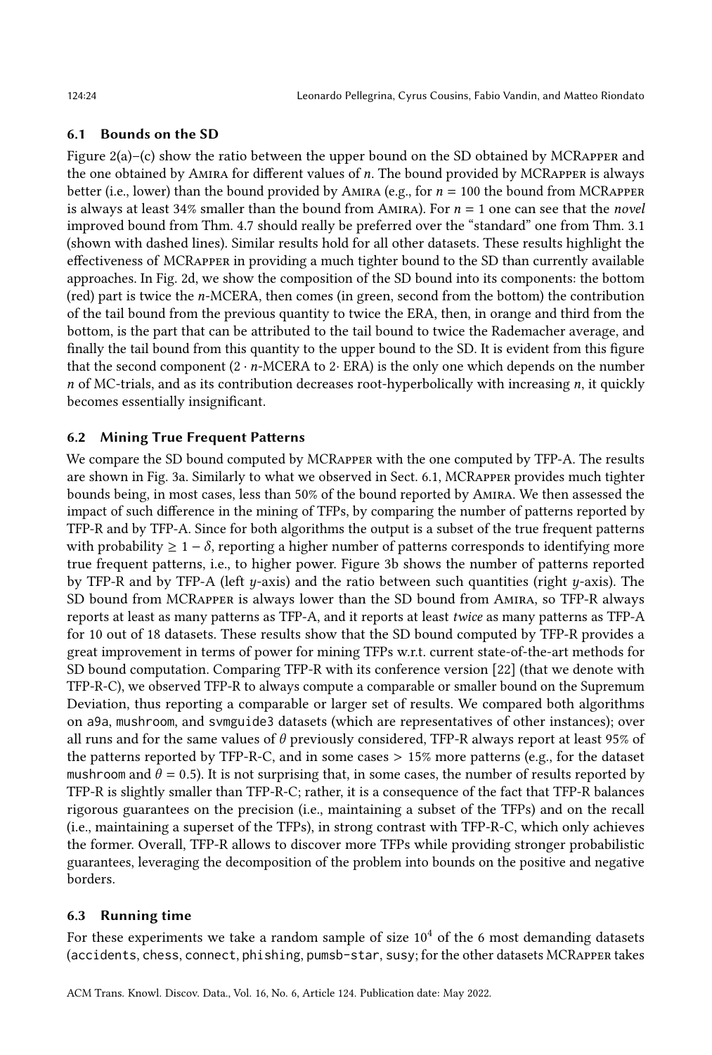### 6.1 Bounds on the SD

Figure 2(a)–(c) show the ratio between the upper bound on the SD obtained by MCRapper and the one obtained by Amira for different values of $n$. The bound provided by MCRapper is always better (i.e., lower) than the bound provided by Amira (e.g., for $n = 100$ the bound from MCRapper is always at least 34% smaller than the bound from Amira). For $n = 1$ one can see that the *novel* improved bound from Thm. 4.7 should really be preferred over the "standard" one from Thm. 3.1 (shown with dashed lines). Similar results hold for all other datasets. These results highlight the effectiveness of MCRapper in providing a much tighter bound to the SD than currently available approaches. In Fig. 2d, we show the composition of the SD bound into its components: the bottom (red) part is twice the $n$-MCERA, then comes (in green, second from the bottom) the contribution of the tail bound from the previous quantity to twice the ERA, then, in orange and third from the bottom, is the part that can be attributed to the tail bound to twice the Rademacher average, and finally the tail bound from this quantity to the upper bound to the SD. It is evident from this figure that the second component ($2 \cdot n$-MCERA to $2\cdot$ ERA) is the only one which depends on the number $n$ of MC-trials, and as its contribution decreases root-hyperbolically with increasing $n$, it quickly becomes essentially insignificant.

### 6.2 Mining True Frequent Patterns

We compare the SD bound computed by MCRapper with the one computed by TFP-A. The results are shown in Fig. 3a. Similarly to what we observed in Sect. 6.1, MCRapper provides much tighter bounds being, in most cases, less than 50% of the bound reported by Amira. We then assessed the impact of such difference in the mining of TFPs, by comparing the number of patterns reported by TFP-R and by TFP-A. Since for both algorithms the output is a subset of the true frequent patterns with probability $\geq 1 - \delta$, reporting a higher number of patterns corresponds to identifying more true frequent patterns, i.e., to higher power. Figure 3b shows the number of patterns reported by TFP-R and by TFP-A (left $y$-axis) and the ratio between such quantities (right $y$-axis). The SD bound from MCRapper is always lower than the SD bound from Amira, so TFP-R always reports at least as many patterns as TFP-A, and it reports at least *twice* as many patterns as TFP-A for 10 out of 18 datasets. These results show that the SD bound computed by TFP-R provides a great improvement in terms of power for mining TFPs w.r.t. current state-of-the-art methods for SD bound computation. Comparing TFP-R with its conference version [22] (that we denote with TFP-R-C), we observed TFP-R to always compute a comparable or smaller bound on the Supremum Deviation, thus reporting a comparable or larger set of results. We compared both algorithms on a9a, mushroom, and svmguide3 datasets (which are representatives of other instances); over all runs and for the same values of $\theta$ previously considered, TFP-R always report at least 95% of the patterns reported by TFP-R-C, and in some cases > 15% more patterns (e.g., for the dataset mushroom and $\theta = 0.5$). It is not surprising that, in some cases, the number of results reported by TFP-R is slightly smaller than TFP-R-C; rather, it is a consequence of the fact that TFP-R balances rigorous guarantees on the precision (i.e., maintaining a subset of the TFPs) and on the recall (i.e., maintaining a superset of the TFPs), in strong contrast with TFP-R-C, which only achieves the former. Overall, TFP-R allows to discover more TFPs while providing stronger probabilistic guarantees, leveraging the decomposition of the problem into bounds on the positive and negative borders.

### 6.3 Running time

For these experiments we take a random sample of size $10^4$ of the 6 most demanding datasets (accidents, chess, connect, phishing, pumsb-star, susy; for the other datasets MCRapper takes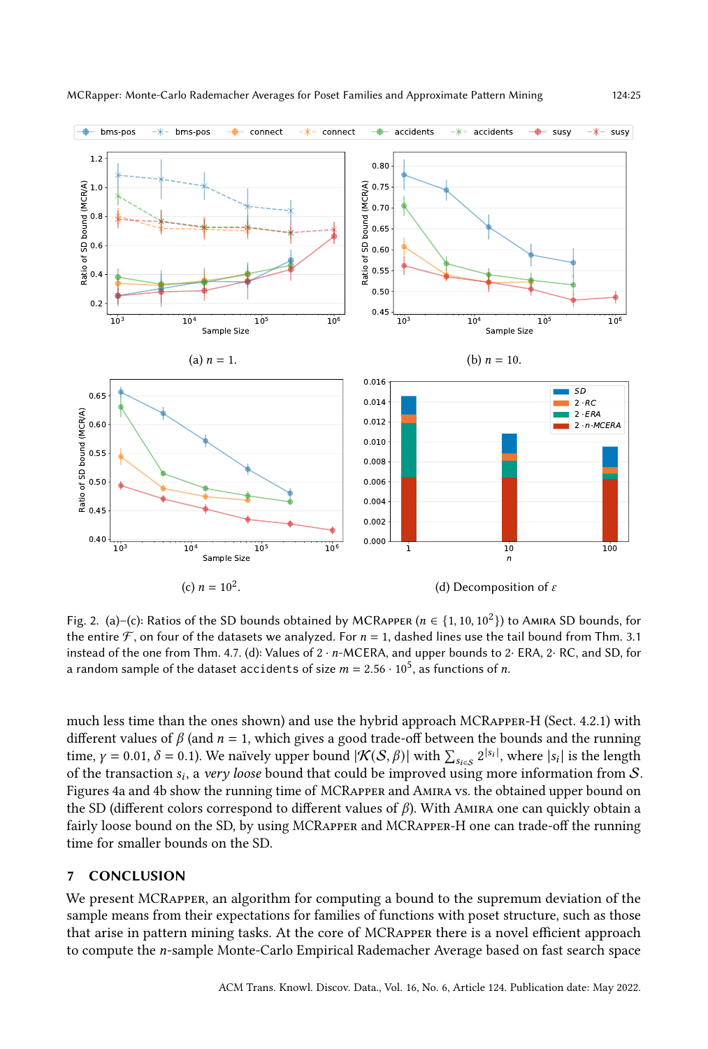Fig. 2. (a)–(c): Ratios of the SD bounds obtained by MCRapper ($n \in \{1, 10, 10^2\}$) to Amira SD bounds, for the entire $\mathcal{F}$, on four of the datasets we analyzed. For $n = 1$, dashed lines use the tail bound from Thm. 3.1 instead of the one from Thm. 4.7. (d): Values of $2 \cdot n$-MCERA, and upper bounds to $2\cdot$ ERA, $2\cdot$ RC, and SD, for a random sample of the dataset accidents of size $m = 2.56 \cdot 10^5$, as functions of $n$.

much less time than the ones shown) and use the hybrid approach MCRapper-H (Sect. 4.2.1) with different values of $\beta$ (and $n = 1$, which gives a good trade-off between the bounds and the running time, $\gamma = 0.01$, $\delta = 0.1$). We naïvely upper bound $|\mathcal{K}(\mathcal{S}, \beta)|$ with $\sum_{s_i \in \mathcal{S}} 2^{|s_i|}$, where $|s_i|$ is the length of the transaction $s_i$, a *very loose* bound that could be improved using more information from $\mathcal{S}$. Figures 4a and 4b show the running time of MCRapper and Amira vs. the obtained upper bound on the SD (different colors correspond to different values of $\beta$). With Amira one can quickly obtain a fairly loose bound on the SD, by using MCRapper and MCRapper-H one can trade-off the running time for smaller bounds on the SD.

## 7 CONCLUSION

We present MCRapper, an algorithm for computing a bound to the supremum deviation of the sample means from their expectations for families of functions with poset structure, such as those that arise in pattern mining tasks. At the core of MCRapper there is a novel efficient approach to compute the $n$-sample Monte-Carlo Empirical Rademacher Average based on fast search space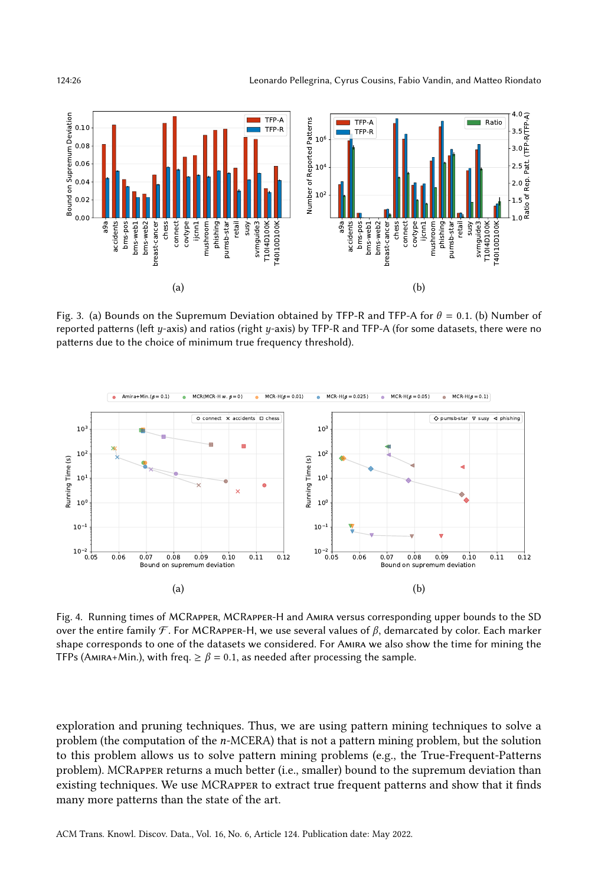Fig. 3. (a) Bounds on the Supremum Deviation obtained by TFP-R and TFP-A for $\theta = 0.1$. (b) Number of reported patterns (left $y$-axis) and ratios (right $y$-axis) by TFP-R and TFP-A (for some datasets, there were no patterns due to the choice of minimum true frequency threshold).

Fig. 4. Running times of MCRapper, MCRapper-H and Amira versus corresponding upper bounds to the SD over the entire family $\mathcal{F}$. For MCRapper-H, we use several values of $\beta$, demarcated by color. Each marker shape corresponds to one of the datasets we considered. For Amira we also show the time for mining the TFPs (Amira+Min.), with freq. $\geq \beta = 0.1$, as needed after processing the sample.

exploration and pruning techniques. Thus, we are using pattern mining techniques to solve a problem (the computation of the $n$-MCERA) that is not a pattern mining problem, but the solution to this problem allows us to solve pattern mining problems (e.g., the True-Frequent-Patterns problem). MCRapper returns a much better (i.e., smaller) bound to the supremum deviation than existing techniques. We use MCRapper to extract true frequent patterns and show that it finds many more patterns than the state of the art.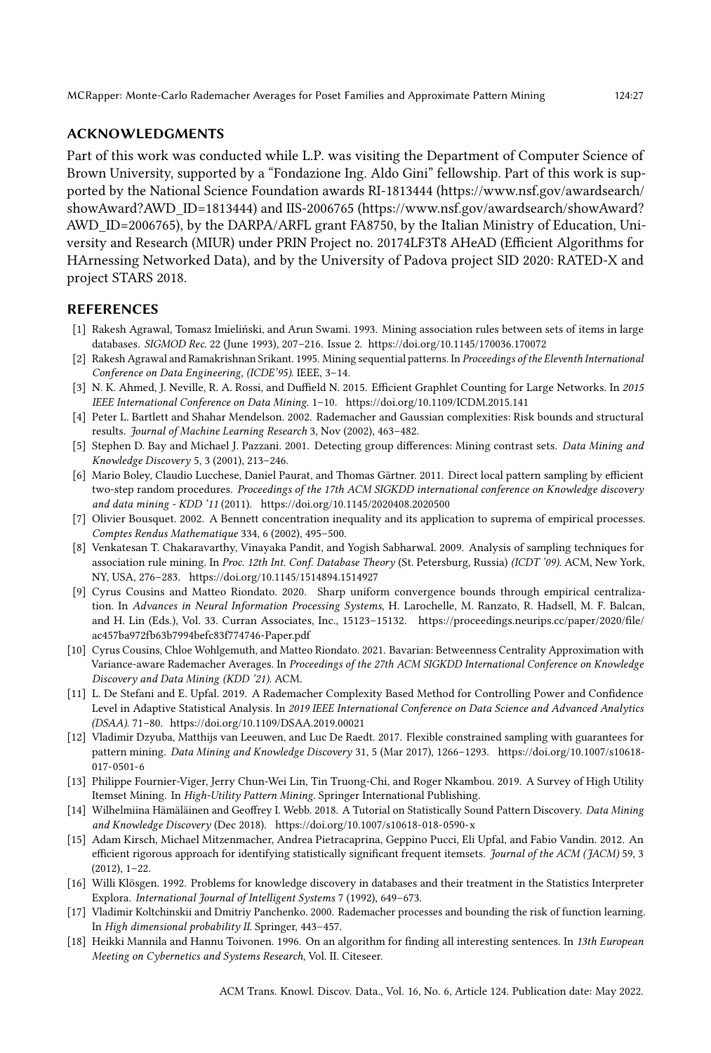## ACKNOWLEDGMENTS

Part of this work was conducted while L.P. was visiting the Department of Computer Science of Brown University, supported by a "Fondazione Ing. Aldo Gini" fellowship. Part of this work is supported by the National Science Foundation awards RI-1813444 (https://www.nsf.gov/awardsearch/showAward?AWD_ID=1813444) and IIS-2006765 (https://www.nsf.gov/awardsearch/showAward?AWD_ID=2006765), by the DARPA/ARFL grant FA8750, by the Italian Ministry of Education, University and Research (MIUR) under PRIN Project no. 20174LF3T8 AHeAD (Efficient Algorithms for HArnessing Networked Data), and by the University of Padova project SID 2020: RATED-X and project STARS 2018.

## REFERENCES

- [1] Rakesh Agrawal, Tomasz Imieliński, and Arun Swami. 1993. Mining association rules between sets of items in large databases. *SIGMOD Rec.* 22 (June 1993), 207–216. Issue 2. https://doi.org/10.1145/170036.170072
- [2] Rakesh Agrawal and Ramakrishnan Srikant. 1995. Mining sequential patterns. In *Proceedings of the Eleventh International Conference on Data Engineering, (ICDE'95)*. IEEE, 3–14.
- [3] N. K. Ahmed, J. Neville, R. A. Rossi, and Duffield N. 2015. Efficient Graphlet Counting for Large Networks. In *2015 IEEE International Conference on Data Mining*. 1–10. https://doi.org/10.1109/ICDM.2015.141
- [4] Peter L. Bartlett and Shahar Mendelson. 2002. Rademacher and Gaussian complexities: Risk bounds and structural results. *Journal of Machine Learning Research* 3, Nov (2002), 463–482.
- [5] Stephen D. Bay and Michael J. Pazzani. 2001. Detecting group differences: Mining contrast sets. *Data Mining and Knowledge Discovery* 5, 3 (2001), 213–246.
- [6] Mario Boley, Claudio Lucchese, Daniel Paurat, and Thomas Gärtner. 2011. Direct local pattern sampling by efficient two-step random procedures. *Proceedings of the 17th ACM SIGKDD international conference on Knowledge discovery and data mining - KDD '11* (2011). https://doi.org/10.1145/2020408.2020500
- [7] Olivier Bousquet. 2002. A Bennett concentration inequality and its application to suprema of empirical processes. *Comptes Rendus Mathematique* 334, 6 (2002), 495–500.
- [8] Venkatesan T. Chakaravarthy, Vinayaka Pandit, and Yogish Sabharwal. 2009. Analysis of sampling techniques for association rule mining. In *Proc. 12th Int. Conf. Database Theory* (St. Petersburg, Russia) *(ICDT '09)*. ACM, New York, NY, USA, 276–283. https://doi.org/10.1145/1514894.1514927
- [9] Cyrus Cousins and Matteo Riondato. 2020. Sharp uniform convergence bounds through empirical centralization. In *Advances in Neural Information Processing Systems*, H. Larochelle, M. Ranzato, R. Hadsell, M. F. Balcan, and H. Lin (Eds.), Vol. 33. Curran Associates, Inc., 15123–15132. https://proceedings.neurips.cc/paper/2020/file/ac457ba972fb63b7994befc83f774746-Paper.pdf
- [10] Cyrus Cousins, Chloe Wohlgemuth, and Matteo Riondato. 2021. Bavarian: Betweenness Centrality Approximation with Variance-aware Rademacher Averages. In *Proceedings of the 27th ACM SIGKDD International Conference on Knowledge Discovery and Data Mining (KDD '21)*. ACM.
- [11] L. De Stefani and E. Upfal. 2019. A Rademacher Complexity Based Method for Controlling Power and Confidence Level in Adaptive Statistical Analysis. In *2019 IEEE International Conference on Data Science and Advanced Analytics (DSAA)*. 71–80. https://doi.org/10.1109/DSAA.2019.00021
- [12] Vladimir Dzyuba, Matthijs van Leeuwen, and Luc De Raedt. 2017. Flexible constrained sampling with guarantees for pattern mining. *Data Mining and Knowledge Discovery* 31, 5 (Mar 2017), 1266–1293. https://doi.org/10.1007/s10618-017-0501-6
- [13] Philippe Fournier-Viger, Jerry Chun-Wei Lin, Tin Truong-Chi, and Roger Nkambou. 2019. A Survey of High Utility Itemset Mining. In *High-Utility Pattern Mining*. Springer International Publishing.
- [14] Wilhelmiina Hämäläinen and Geoffrey I. Webb. 2018. A Tutorial on Statistically Sound Pattern Discovery. *Data Mining and Knowledge Discovery* (Dec 2018). https://doi.org/10.1007/s10618-018-0590-x
- [15] Adam Kirsch, Michael Mitzenmacher, Andrea Pietracaprina, Geppino Pucci, Eli Upfal, and Fabio Vandin. 2012. An efficient rigorous approach for identifying statistically significant frequent itemsets. *Journal of the ACM (JACM)* 59, 3 (2012), 1–22.
- [16] Willi Klösgen. 1992. Problems for knowledge discovery in databases and their treatment in the Statistics Interpreter Explora. *International Journal of Intelligent Systems* 7 (1992), 649–673.
- [17] Vladimir Koltchinskii and Dmitriy Panchenko. 2000. Rademacher processes and bounding the risk of function learning. In *High dimensional probability II*. Springer, 443–457.
- [18] Heikki Mannila and Hannu Toivonen. 1996. On an algorithm for finding all interesting sentences. In *13th European Meeting on Cybernetics and Systems Research*, Vol. II. Citeseer.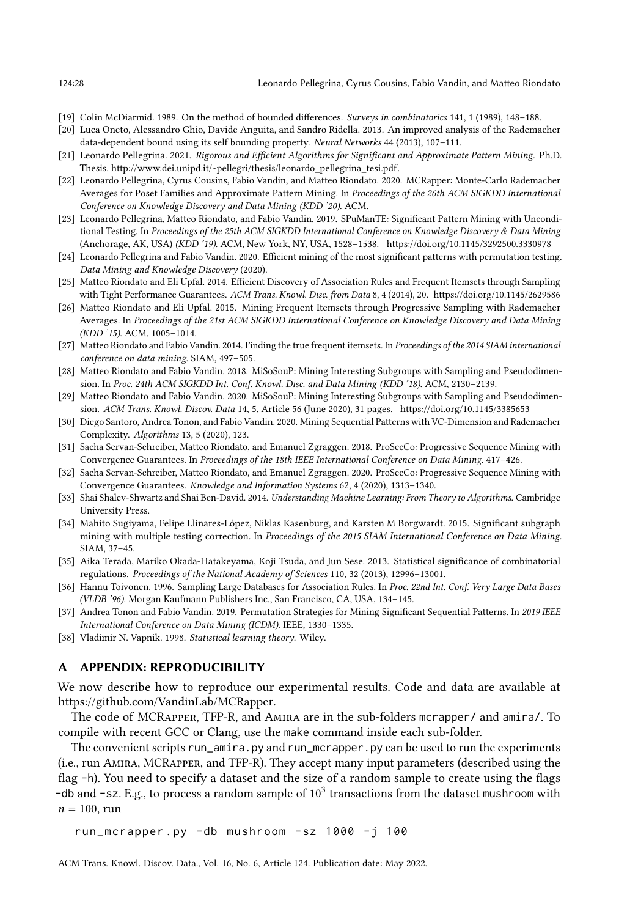[19] Colin McDiarmid. 1989. On the method of bounded differences. *Surveys in combinatorics* 141, 1 (1989), 148–188.

[20] Luca Oneto, Alessandro Ghio, Davide Anguita, and Sandro Ridella. 2013. An improved analysis of the Rademacher data-dependent bound using its self bounding property. *Neural Networks* 44 (2013), 107–111.

[21] Leonardo Pellegrina. 2021. *Rigorous and Efficient Algorithms for Significant and Approximate Pattern Mining*. Ph.D. Thesis. http://www.dei.unipd.it/~pellegri/thesis/leonardo_pellegrina_tesi.pdf.

[22] Leonardo Pellegrina, Cyrus Cousins, Fabio Vandin, and Matteo Riondato. 2020. MCRapper: Monte-Carlo Rademacher Averages for Poset Families and Approximate Pattern Mining. In *Proceedings of the 26th ACM SIGKDD International Conference on Knowledge Discovery and Data Mining (KDD '20)*. ACM.

[23] Leonardo Pellegrina, Matteo Riondato, and Fabio Vandin. 2019. SPuManTE: Significant Pattern Mining with Unconditional Testing. In *Proceedings of the 25th ACM SIGKDD International Conference on Knowledge Discovery & Data Mining* (Anchorage, AK, USA) *(KDD '19)*. ACM, New York, NY, USA, 1528–1538. https://doi.org/10.1145/3292500.3330978

[24] Leonardo Pellegrina and Fabio Vandin. 2020. Efficient mining of the most significant patterns with permutation testing. *Data Mining and Knowledge Discovery* (2020).

[25] Matteo Riondato and Eli Upfal. 2014. Efficient Discovery of Association Rules and Frequent Itemsets through Sampling with Tight Performance Guarantees. *ACM Trans. Knowl. Disc. from Data* 8, 4 (2014), 20. https://doi.org/10.1145/2629586

[26] Matteo Riondato and Eli Upfal. 2015. Mining Frequent Itemsets through Progressive Sampling with Rademacher Averages. In *Proceedings of the 21st ACM SIGKDD International Conference on Knowledge Discovery and Data Mining (KDD '15)*. ACM, 1005–1014.

[27] Matteo Riondato and Fabio Vandin. 2014. Finding the true frequent itemsets. In *Proceedings of the 2014 SIAM international conference on data mining*. SIAM, 497–505.

[28] Matteo Riondato and Fabio Vandin. 2018. MiSoSouP: Mining Interesting Subgroups with Sampling and Pseudodimension. In *Proc. 24th ACM SIGKDD Int. Conf. Knowl. Disc. and Data Mining (KDD '18)*. ACM, 2130–2139.

[29] Matteo Riondato and Fabio Vandin. 2020. MiSoSouP: Mining Interesting Subgroups with Sampling and Pseudodimension. *ACM Trans. Knowl. Discov. Data* 14, 5, Article 56 (June 2020), 31 pages. https://doi.org/10.1145/3385653

[30] Diego Santoro, Andrea Tonon, and Fabio Vandin. 2020. Mining Sequential Patterns with VC-Dimension and Rademacher Complexity. *Algorithms* 13, 5 (2020), 123.

[31] Sacha Servan-Schreiber, Matteo Riondato, and Emanuel Zgraggen. 2018. ProSecCo: Progressive Sequence Mining with Convergence Guarantees. In *Proceedings of the 18th IEEE International Conference on Data Mining*. 417–426.

[32] Sacha Servan-Schreiber, Matteo Riondato, and Emanuel Zgraggen. 2020. ProSecCo: Progressive Sequence Mining with Convergence Guarantees. *Knowledge and Information Systems* 62, 4 (2020), 1313–1340.

[33] Shai Shalev-Shwartz and Shai Ben-David. 2014. *Understanding Machine Learning: From Theory to Algorithms*. Cambridge University Press.

[34] Mahito Sugiyama, Felipe Llinares-López, Niklas Kasenburg, and Karsten M Borgwardt. 2015. Significant subgraph mining with multiple testing correction. In *Proceedings of the 2015 SIAM International Conference on Data Mining*. SIAM, 37–45.

[35] Aika Terada, Mariko Okada-Hatakeyama, Koji Tsuda, and Jun Sese. 2013. Statistical significance of combinatorial regulations. *Proceedings of the National Academy of Sciences* 110, 32 (2013), 12996–13001.

[36] Hannu Toivonen. 1996. Sampling Large Databases for Association Rules. In *Proc. 22nd Int. Conf. Very Large Data Bases (VLDB '96)*. Morgan Kaufmann Publishers Inc., San Francisco, CA, USA, 134–145.

[37] Andrea Tonon and Fabio Vandin. 2019. Permutation Strategies for Mining Significant Sequential Patterns. In *2019 IEEE International Conference on Data Mining (ICDM)*. IEEE, 1330–1335.

[38] Vladimir N. Vapnik. 1998. *Statistical learning theory*. Wiley.

## A APPENDIX: REPRODUCIBILITY

We now describe how to reproduce our experimental results. Code and data are available at https://github.com/VandinLab/MCRapper.

The code of MCRapper, TFP-R, and Amira are in the sub-folders `mcrapper/` and `amira/`. To compile with recent GCC or Clang, use the `make` command inside each sub-folder.

The convenient scripts `run_amira.py` and `run_mcrapper.py` can be used to run the experiments (i.e., run Amira, MCRapper, and TFP-R). They accept many input parameters (described using the flag `-h`). You need to specify a dataset and the size of a random sample to create using the flags `-db` and `-sz`. E.g., to process a random sample of $10^3$ transactions from the dataset `mushroom` with $n = 100$, run

```
run_mcrapper.py -db mushroom -sz 1000 -j 100
```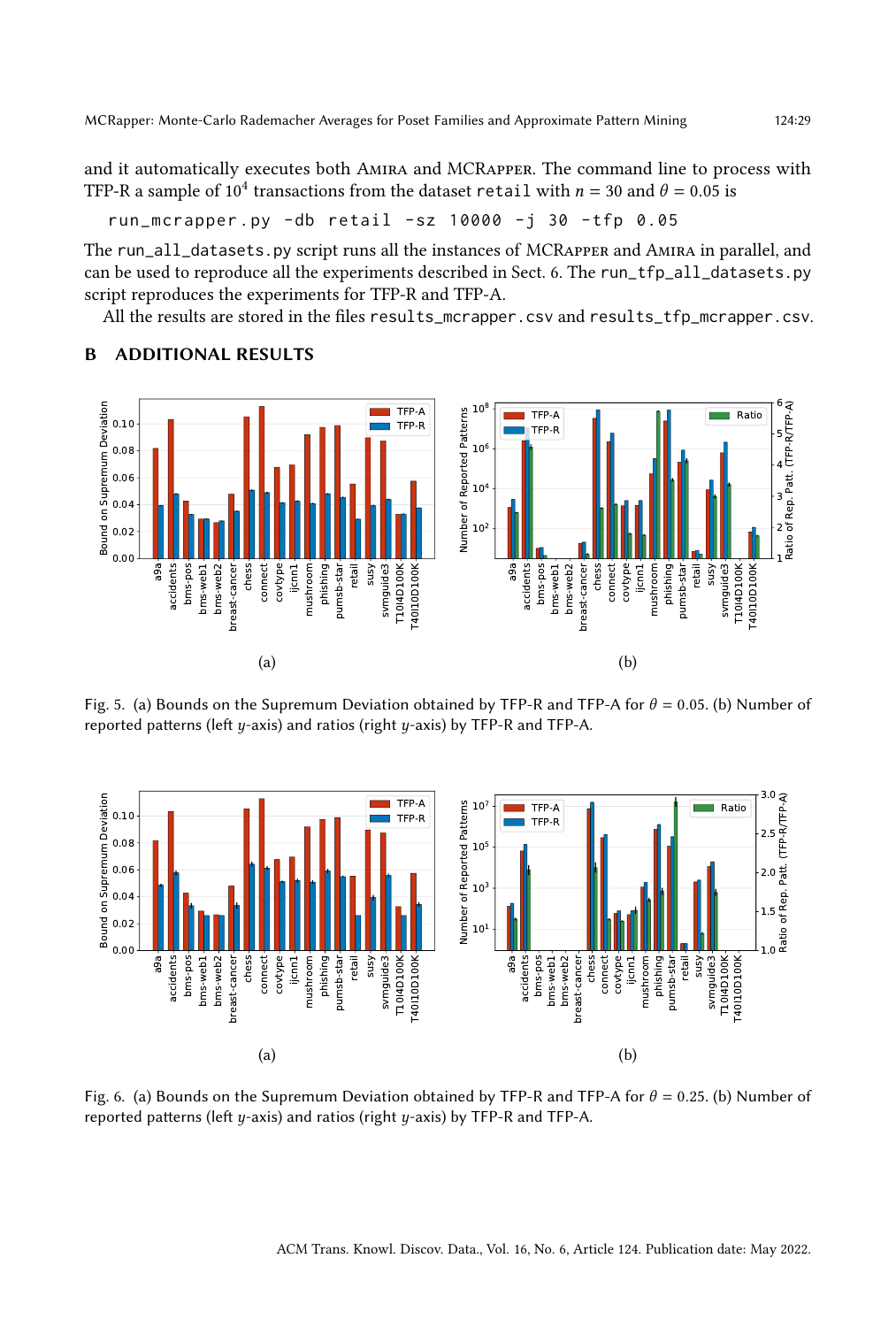and it automatically executes both Amira and MCRapper. The command line to process with TFP-R a sample of $10^4$ transactions from the dataset `retail` with $n = 30$ and $\theta = 0.05$ is

```
run_mcrapper.py -db retail -sz 10000 -j 30 -tfp 0.05
```

The `run_all_datasets.py` script runs all the instances of MCRapper and Amira in parallel, and can be used to reproduce all the experiments described in Sect. 6. The `run_tfp_all_datasets.py` script reproduces the experiments for TFP-R and TFP-A.

All the results are stored in the files `results_mcrapper.csv` and `results_tfp_mcrapper.csv`.

## B ADDITIONAL RESULTS

Fig. 5. (a) Bounds on the Supremum Deviation obtained by TFP-R and TFP-A for $\theta = 0.05$. (b) Number of reported patterns (left $y$-axis) and ratios (right $y$-axis) by TFP-R and TFP-A.

Fig. 6. (a) Bounds on the Supremum Deviation obtained by TFP-R and TFP-A for $\theta = 0.25$. (b) Number of reported patterns (left $y$-axis) and ratios (right $y$-axis) by TFP-R and TFP-A.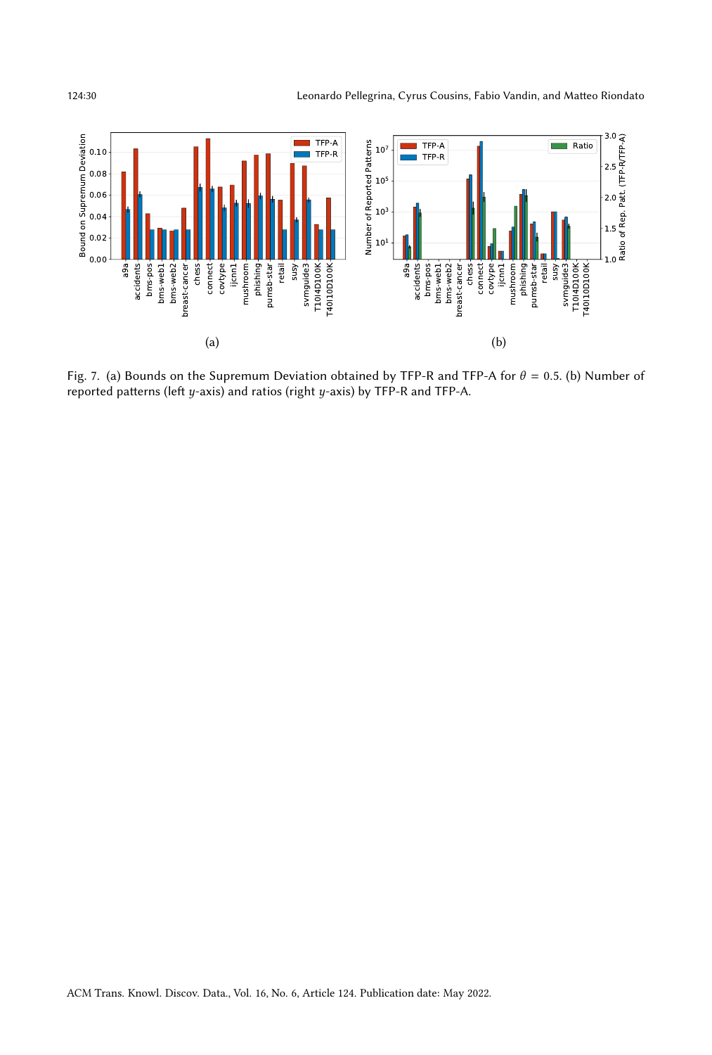Bound on Supremum Deviation

TFP-A
TFP-R

0.00
0.02
0.04
0.06
0.08
0.10

a9a
accidents
bms-pos
bms-web1
bms-web2
breast-cancer
chess
connect
covtype
ijcnn1
mushroom
phishing
pumsb-star
retail
susy
svmguide3
T10I4D100K
T40I10D100K

(a)

Number of Reported Patterns

$10^1$
$10^3$
$10^5$
$10^7$

TFP-A
TFP-R
Ratio

Ratio of Rep. Patt. (TFP-R/TFP-A)

1.0
1.5
2.0
2.5
3.0

a9a
accidents
bms-pos
bms-web1
bms-web2
breast-cancer
chess
connect
covtype
ijcnn1
mushroom
phishing
pumsb-star
retail
susy
svmguide3
T10I4D100K
T40I10D100K

(b)

Fig. 7. (a) Bounds on the Supremum Deviation obtained by TFP-R and TFP-A for $\theta = 0.5$. (b) Number of reported patterns (left $y$-axis) and ratios (right $y$-axis) by TFP-R and TFP-A.